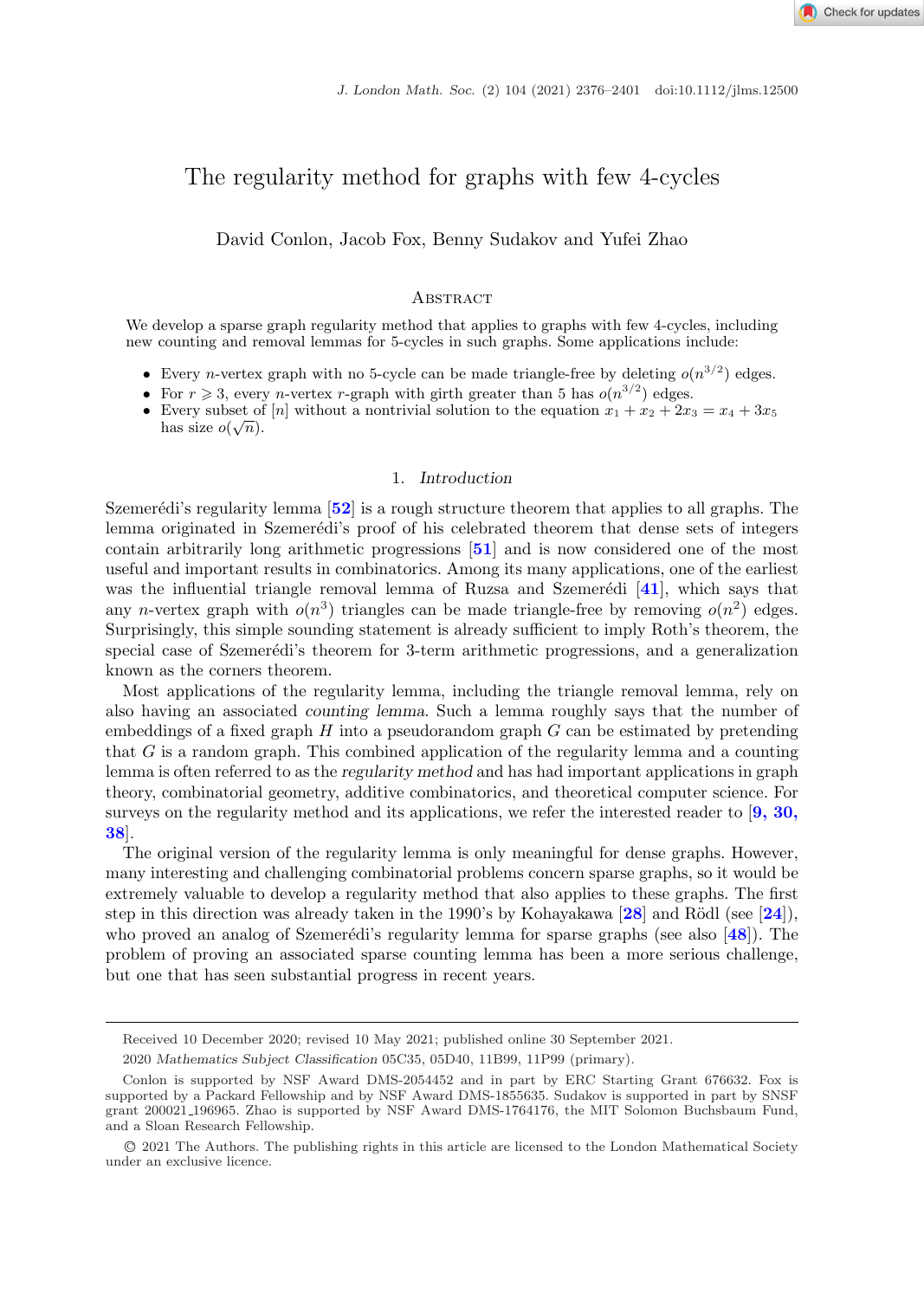# The regularity method for graphs with few 4-cycles

David Conlon, Jacob Fox, Benny Sudakov and Yufei Zhao

## Abstract

We develop a sparse graph regularity method that applies to graphs with few 4-cycles, including new counting and removal lemmas for 5-cycles in such graphs. Some applications include:

- Every $n$-vertex graph with no 5-cycle can be made triangle-free by deleting $o(n^{3/2})$ edges.
- For $r \geqslant 3$, every $n$-vertex $r$-graph with girth greater than 5 has $o(n^{3/2})$ edges.
- Every subset of $[n]$ without a nontrivial solution to the equation $x_1 + x_2 + 2x_3 = x_4 + 3x_5$ has size $o(\sqrt{n})$.

## 1. *Introduction*

Szemerédi's regularity lemma [52] is a rough structure theorem that applies to all graphs. The lemma originated in Szemerédi's proof of his celebrated theorem that dense sets of integers contain arbitrarily long arithmetic progressions [51] and is now considered one of the most useful and important results in combinatorics. Among its many applications, one of the earliest was the influential triangle removal lemma of Ruzsa and Szemerédi [41], which says that any $n$-vertex graph with $o(n^3)$ triangles can be made triangle-free by removing $o(n^2)$ edges. Surprisingly, this simple sounding statement is already sufficient to imply Roth's theorem, the special case of Szemerédi's theorem for 3-term arithmetic progressions, and a generalization known as the corners theorem.

Most applications of the regularity lemma, including the triangle removal lemma, rely on also having an associated *counting lemma*. Such a lemma roughly says that the number of embeddings of a fixed graph $H$ into a pseudorandom graph $G$ can be estimated by pretending that $G$ is a random graph. This combined application of the regularity lemma and a counting lemma is often referred to as the *regularity method* and has had important applications in graph theory, combinatorial geometry, additive combinatorics, and theoretical computer science. For surveys on the regularity method and its applications, we refer the interested reader to [9, 30, 38].

The original version of the regularity lemma is only meaningful for dense graphs. However, many interesting and challenging combinatorial problems concern sparse graphs, so it would be extremely valuable to develop a regularity method that also applies to these graphs. The first step in this direction was already taken in the 1990's by Kohayakawa [28] and Rödl (see [24]), who proved an analog of Szemerédi's regularity lemma for sparse graphs (see also [48]). The problem of proving an associated sparse counting lemma has been a more serious challenge, but one that has seen substantial progress in recent years.

---

Received 10 December 2020; revised 10 May 2021; published online 30 September 2021.

2020 *Mathematics Subject Classification* 05C35, 05D40, 11B99, 11P99 (primary).

Conlon is supported by NSF Award DMS-2054452 and in part by ERC Starting Grant 676632. Fox is supported by a Packard Fellowship and by NSF Award DMS-1855635. Sudakov is supported in part by SNSF grant 200021_196965. Zhao is supported by NSF Award DMS-1764176, the MIT Solomon Buchsbaum Fund, and a Sloan Research Fellowship.

© 2021 The Authors. The publishing rights in this article are licensed to the London Mathematical Society under an exclusive licence.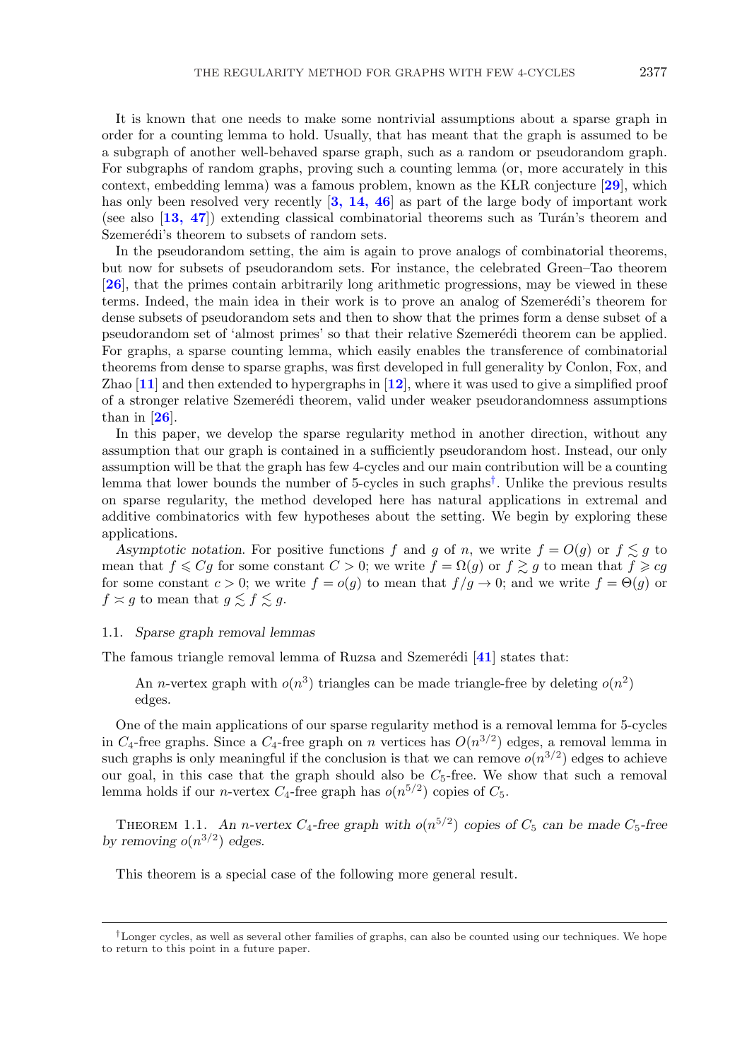It is known that one needs to make some nontrivial assumptions about a sparse graph in order for a counting lemma to hold. Usually, that has meant that the graph is assumed to be a subgraph of another well-behaved sparse graph, such as a random or pseudorandom graph. For subgraphs of random graphs, proving such a counting lemma (or, more accurately in this context, embedding lemma) was a famous problem, known as the KLR conjecture [**29**], which has only been resolved very recently [**3, 14, 46**] as part of the large body of important work (see also [**13, 47**]) extending classical combinatorial theorems such as Turán's theorem and Szemerédi's theorem to subsets of random sets.

In the pseudorandom setting, the aim is again to prove analogs of combinatorial theorems, but now for subsets of pseudorandom sets. For instance, the celebrated Green–Tao theorem [**26**], that the primes contain arbitrarily long arithmetic progressions, may be viewed in these terms. Indeed, the main idea in their work is to prove an analog of Szemerédi's theorem for dense subsets of pseudorandom sets and then to show that the primes form a dense subset of a pseudorandom set of 'almost primes' so that their relative Szemerédi theorem can be applied. For graphs, a sparse counting lemma, which easily enables the transference of combinatorial theorems from dense to sparse graphs, was first developed in full generality by Conlon, Fox, and Zhao [**11**] and then extended to hypergraphs in [**12**], where it was used to give a simplified proof of a stronger relative Szemerédi theorem, valid under weaker pseudorandomness assumptions than in [**26**].

In this paper, we develop the sparse regularity method in another direction, without any assumption that our graph is contained in a sufficiently pseudorandom host. Instead, our only assumption will be that the graph has few 4-cycles and our main contribution will be a counting lemma that lower bounds the number of 5-cycles in such graphs[†]. Unlike the previous results on sparse regularity, the method developed here has natural applications in extremal and additive combinatorics with few hypotheses about the setting. We begin by exploring these applications.

*Asymptotic notation.* For positive functions $f$ and $g$ of $n$, we write $f = O(g)$ or $f \lesssim g$ to mean that $f \leqslant Cg$ for some constant $C > 0$; we write $f = \Omega(g)$ or $f \gtrsim g$ to mean that $f \geqslant cg$ for some constant $c > 0$; we write $f = o(g)$ to mean that $f/g \to 0$; and we write $f = \Theta(g)$ or $f \asymp g$ to mean that $g \lesssim f \lesssim g$.

### 1.1. *Sparse graph removal lemmas*

The famous triangle removal lemma of Ruzsa and Szemerédi [**41**] states that:

> An $n$-vertex graph with $o(n^3)$ triangles can be made triangle-free by deleting $o(n^2)$ edges.

One of the main applications of our sparse regularity method is a removal lemma for 5-cycles in $C_4$-free graphs. Since a $C_4$-free graph on $n$ vertices has $O(n^{3/2})$ edges, a removal lemma in such graphs is only meaningful if the conclusion is that we can remove $o(n^{3/2})$ edges to achieve our goal, in this case that the graph should also be $C_5$-free. We show that such a removal lemma holds if our $n$-vertex $C_4$-free graph has $o(n^{5/2})$ copies of $C_5$.

THEOREM 1.1. *An $n$-vertex $C_4$-free graph with $o(n^{5/2})$ copies of $C_5$ can be made $C_5$-free by removing $o(n^{3/2})$ edges.*

This theorem is a special case of the following more general result.

---

[†] Longer cycles, as well as several other families of graphs, can also be counted using our techniques. We hope to return to this point in a future paper.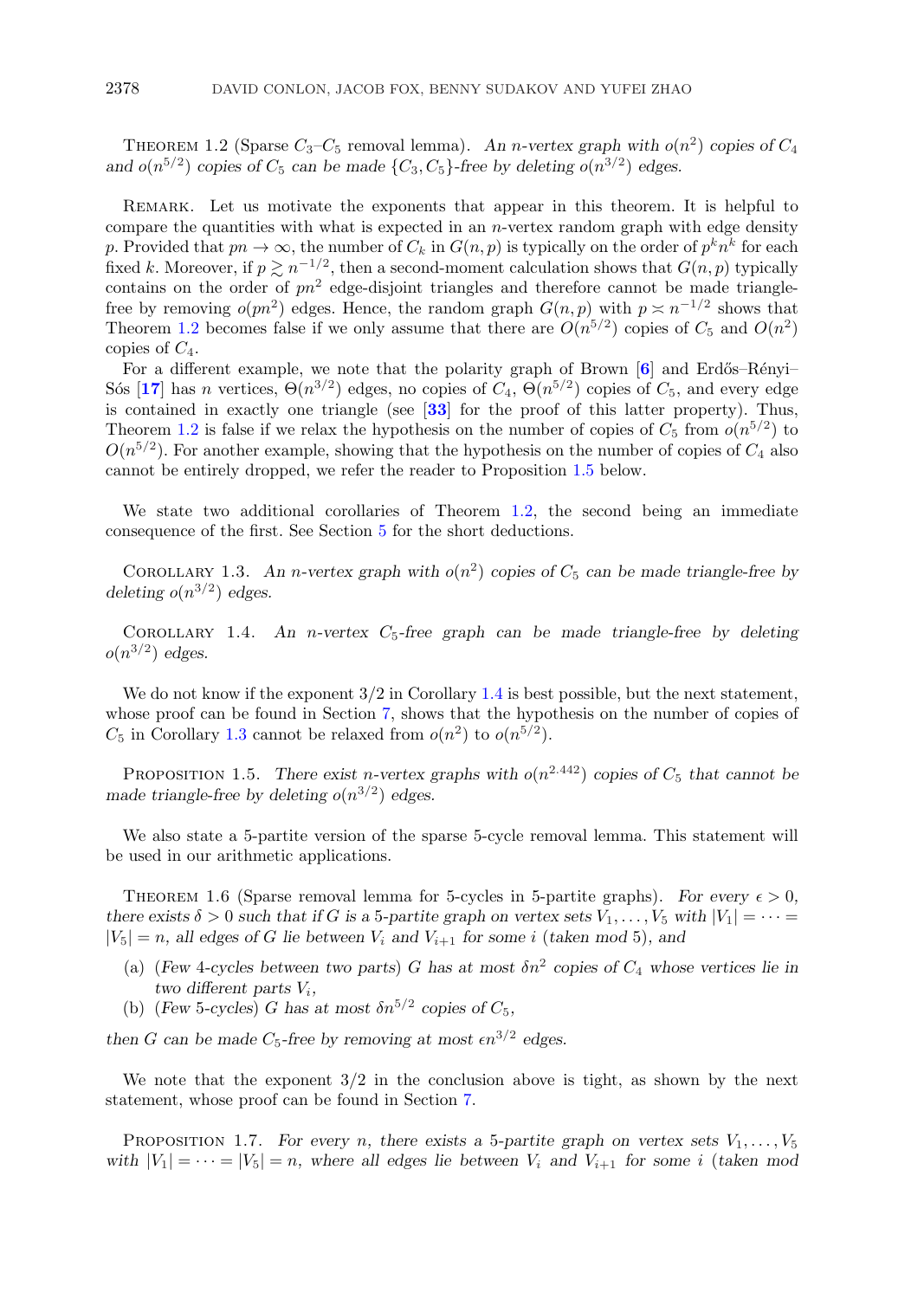Theorem 1.2 (Sparse $C_3$–$C_5$ removal lemma). *An $n$-vertex graph with $o(n^2)$ copies of $C_4$ and $o(n^{5/2})$ copies of $C_5$ can be made $\{C_3, C_5\}$-free by deleting $o(n^{3/2})$ edges.*

Remark. Let us motivate the exponents that appear in this theorem. It is helpful to compare the quantities with what is expected in an $n$-vertex random graph with edge density $p$. Provided that $pn \to \infty$, the number of $C_k$ in $G(n, p)$ is typically on the order of $p^k n^k$ for each fixed $k$. Moreover, if $p \gtrsim n^{-1/2}$, then a second-moment calculation shows that $G(n, p)$ typically contains on the order of $pn^2$ edge-disjoint triangles and therefore cannot be made triangle-free by removing $o(pn^2)$ edges. Hence, the random graph $G(n, p)$ with $p \asymp n^{-1/2}$ shows that Theorem 1.2 becomes false if we only assume that there are $O(n^{5/2})$ copies of $C_5$ and $O(n^2)$ copies of $C_4$.

For a different example, we note that the polarity graph of Brown [6] and Erdős–Rényi–Sós [17] has $n$ vertices, $\Theta(n^{3/2})$ edges, no copies of $C_4$, $\Theta(n^{5/2})$ copies of $C_5$, and every edge is contained in exactly one triangle (see [33] for the proof of this latter property). Thus, Theorem 1.2 is false if we relax the hypothesis on the number of copies of $C_5$ from $o(n^{5/2})$ to $O(n^{5/2})$. For another example, showing that the hypothesis on the number of copies of $C_4$ also cannot be entirely dropped, we refer the reader to Proposition 1.5 below.

We state two additional corollaries of Theorem 1.2, the second being an immediate consequence of the first. See Section 5 for the short deductions.

Corollary 1.3. *An $n$-vertex graph with $o(n^2)$ copies of $C_5$ can be made triangle-free by deleting $o(n^{3/2})$ edges.*

Corollary 1.4. *An $n$-vertex $C_5$-free graph can be made triangle-free by deleting $o(n^{3/2})$ edges.*

We do not know if the exponent $3/2$ in Corollary 1.4 is best possible, but the next statement, whose proof can be found in Section 7, shows that the hypothesis on the number of copies of $C_5$ in Corollary 1.3 cannot be relaxed from $o(n^2)$ to $o(n^{5/2})$.

Proposition 1.5. *There exist $n$-vertex graphs with $o(n^{2.442})$ copies of $C_5$ that cannot be made triangle-free by deleting $o(n^{3/2})$ edges.*

We also state a 5-partite version of the sparse 5-cycle removal lemma. This statement will be used in our arithmetic applications.

Theorem 1.6 (Sparse removal lemma for 5-cycles in 5-partite graphs). *For every $\epsilon > 0$, there exists $\delta > 0$ such that if $G$ is a 5-partite graph on vertex sets $V_1, \ldots, V_5$ with $|V_1| = \cdots = |V_5| = n$, all edges of $G$ lie between $V_i$ and $V_{i+1}$ for some $i$ (taken mod 5), and*

- (a) *(Few 4-cycles between two parts) $G$ has at most $\delta n^2$ copies of $C_4$ whose vertices lie in two different parts $V_i$,*
- (b) *(Few 5-cycles) $G$ has at most $\delta n^{5/2}$ copies of $C_5$,*

*then $G$ can be made $C_5$-free by removing at most $\epsilon n^{3/2}$ edges.*

We note that the exponent $3/2$ in the conclusion above is tight, as shown by the next statement, whose proof can be found in Section 7.

Proposition 1.7. *For every $n$, there exists a 5-partite graph on vertex sets $V_1, \ldots, V_5$ with $|V_1| = \cdots = |V_5| = n$, where all edges lie between $V_i$ and $V_{i+1}$ for some $i$ (taken mod*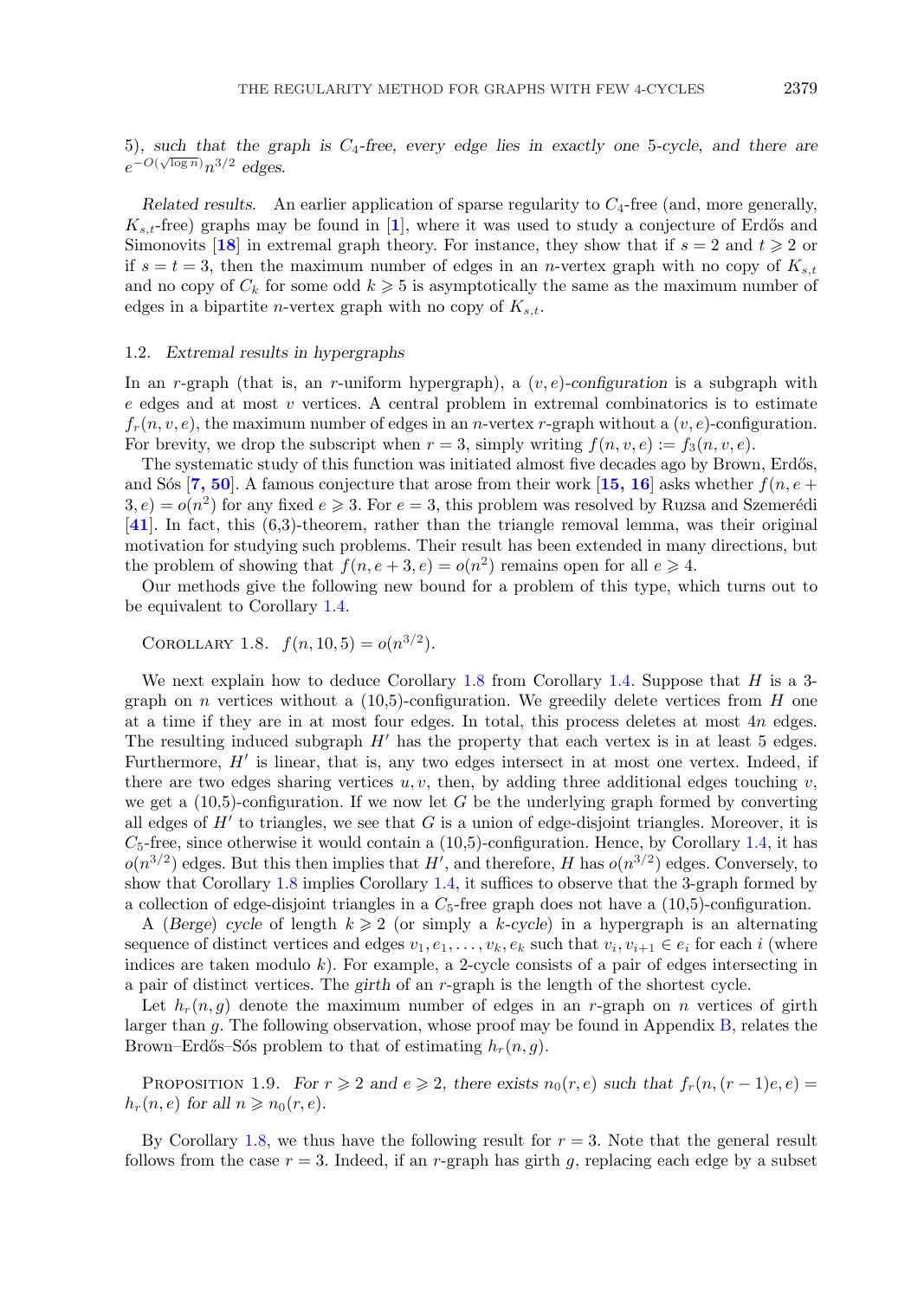5), *such that the graph is $C_4$-free, every edge lies in exactly one 5-cycle, and there are $e^{-O(\sqrt{\log n})}n^{3/2}$ edges.*

*Related results.* An earlier application of sparse regularity to $C_4$-free (and, more generally, $K_{s,t}$-free) graphs may be found in [**1**], where it was used to study a conjecture of Erdős and Simonovits [**18**] in extremal graph theory. For instance, they show that if $s = 2$ and $t \geqslant 2$ or if $s = t = 3$, then the maximum number of edges in an $n$-vertex graph with no copy of $K_{s,t}$ and no copy of $C_k$ for some odd $k \geqslant 5$ is asymptotically the same as the maximum number of edges in a bipartite $n$-vertex graph with no copy of $K_{s,t}$.

### 1.2. *Extremal results in hypergraphs*

In an $r$-graph (that is, an $r$-uniform hypergraph), a $(v, e)$-*configuration* is a subgraph with $e$ edges and at most $v$ vertices. A central problem in extremal combinatorics is to estimate $f_r(n, v, e)$, the maximum number of edges in an $n$-vertex $r$-graph without a $(v, e)$-configuration. For brevity, we drop the subscript when $r = 3$, simply writing $f(n, v, e) := f_3(n, v, e)$.

The systematic study of this function was initiated almost five decades ago by Brown, Erdős, and Sós [**7, 50**]. A famous conjecture that arose from their work [**15, 16**] asks whether $f(n, e + 3, e) = o(n^2)$ for any fixed $e \geqslant 3$. For $e = 3$, this problem was resolved by Ruzsa and Szemerédi [**41**]. In fact, this (6,3)-theorem, rather than the triangle removal lemma, was their original motivation for studying such problems. Their result has been extended in many directions, but the problem of showing that $f(n, e + 3, e) = o(n^2)$ remains open for all $e \geqslant 4$.

Our methods give the following new bound for a problem of this type, which turns out to be equivalent to Corollary 1.4.

Corollary 1.8. *$f(n, 10, 5) = o(n^{3/2})$.*

We next explain how to deduce Corollary 1.8 from Corollary 1.4. Suppose that $H$ is a 3-graph on $n$ vertices without a (10,5)-configuration. We greedily delete vertices from $H$ one at a time if they are in at most four edges. In total, this process deletes at most $4n$ edges. The resulting induced subgraph $H'$ has the property that each vertex is in at least 5 edges. Furthermore, $H'$ is linear, that is, any two edges intersect in at most one vertex. Indeed, if there are two edges sharing vertices $u, v$, then, by adding three additional edges touching $v$, we get a (10,5)-configuration. If we now let $G$ be the underlying graph formed by converting all edges of $H'$ to triangles, we see that $G$ is a union of edge-disjoint triangles. Moreover, it is $C_5$-free, since otherwise it would contain a (10,5)-configuration. Hence, by Corollary 1.4, it has $o(n^{3/2})$ edges. But this then implies that $H'$, and therefore, $H$ has $o(n^{3/2})$ edges. Conversely, to show that Corollary 1.8 implies Corollary 1.4, it suffices to observe that the 3-graph formed by a collection of edge-disjoint triangles in a $C_5$-free graph does not have a (10,5)-configuration.

A (*Berge*) *cycle* of length $k \geqslant 2$ (or simply a *k-cycle*) in a hypergraph is an alternating sequence of distinct vertices and edges $v_1, e_1, \ldots, v_k, e_k$ such that $v_i, v_{i+1} \in e_i$ for each $i$ (where indices are taken modulo $k$). For example, a 2-cycle consists of a pair of edges intersecting in a pair of distinct vertices. The *girth* of an $r$-graph is the length of the shortest cycle.

Let $h_r(n, g)$ denote the maximum number of edges in an $r$-graph on $n$ vertices of girth larger than $g$. The following observation, whose proof may be found in Appendix B, relates the Brown–Erdős–Sós problem to that of estimating $h_r(n, g)$.

Proposition 1.9. *For $r \geqslant 2$ and $e \geqslant 2$, there exists $n_0(r, e)$ such that $f_r(n, (r-1)e, e) = h_r(n, e)$ for all $n \geqslant n_0(r, e)$.*

By Corollary 1.8, we thus have the following result for $r = 3$. Note that the general result follows from the case $r = 3$. Indeed, if an $r$-graph has girth $g$, replacing each edge by a subset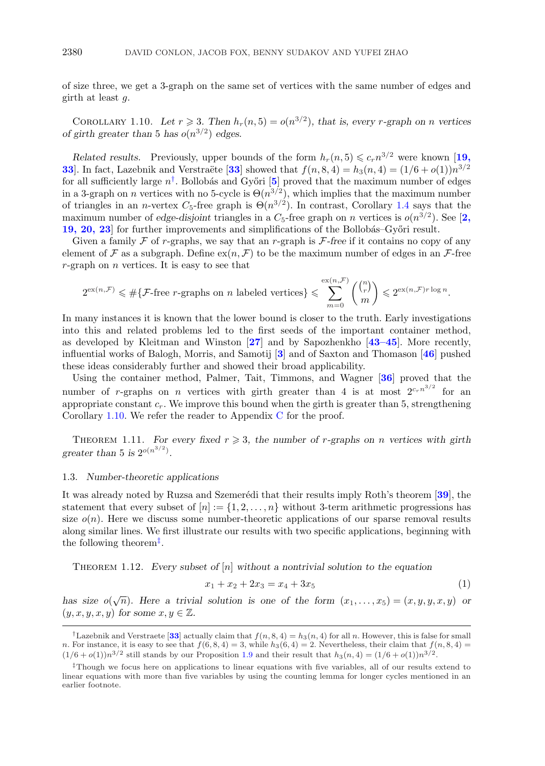of size three, we get a 3-graph on the same set of vertices with the same number of edges and girth at least $g$.

Corollary 1.10. *Let $r \geqslant 3$. Then $h_r(n, 5) = o(n^{3/2})$, that is, every $r$-graph on $n$ vertices of girth greater than 5 has $o(n^{3/2})$ edges.*

*Related results.* Previously, upper bounds of the form $h_r(n, 5) \leqslant c_r n^{3/2}$ were known [**19, 33**]. In fact, Lazebnik and Verstraëte [**33**] showed that $f(n, 8, 4) = h_3(n, 4) = (1/6 + o(1))n^{3/2}$ for all sufficiently large $n$[†]. Bollobás and Győri [**5**] proved that the maximum number of edges in a 3-graph on $n$ vertices with no 5-cycle is $\Theta(n^{3/2})$, which implies that the maximum number of triangles in an $n$-vertex $C_5$-free graph is $\Theta(n^{3/2})$. In contrast, Corollary 1.4 says that the maximum number of *edge-disjoint* triangles in a $C_5$-free graph on $n$ vertices is $o(n^{3/2})$. See [**2, 19, 20, 23**] for further improvements and simplifications of the Bollobás–Győri result.

Given a family $\mathcal{F}$ of $r$-graphs, we say that an $r$-graph is $\mathcal{F}$*-free* if it contains no copy of any element of $\mathcal{F}$ as a subgraph. Define $\mathrm{ex}(n, \mathcal{F})$ to be the maximum number of edges in an $\mathcal{F}$-free $r$-graph on $n$ vertices. It is easy to see that

$$2^{\mathrm{ex}(n,\mathcal{F})} \leqslant \#\{\mathcal{F}\text{-free } r\text{-graphs on } n \text{ labeled vertices}\} \leqslant \sum_{m=0}^{\mathrm{ex}(n,\mathcal{F})} \binom{\binom{n}{r}}{m} \leqslant 2^{\mathrm{ex}(n,\mathcal{F}) r \log n}.$$

In many instances it is known that the lower bound is closer to the truth. Early investigations into this and related problems led to the first seeds of the important container method, as developed by Kleitman and Winston [**27**] and by Sapozhenkho [**43–45**]. More recently, influential works of Balogh, Morris, and Samotij [**3**] and of Saxton and Thomason [**46**] pushed these ideas considerably further and showed their broad applicability.

Using the container method, Palmer, Tait, Timmons, and Wagner [**36**] proved that the number of $r$-graphs on $n$ vertices with girth greater than 4 is at most $2^{c_r n^{3/2}}$ for an appropriate constant $c_r$. We improve this bound when the girth is greater than 5, strengthening Corollary 1.10. We refer the reader to Appendix C for the proof.

Theorem 1.11. *For every fixed $r \geqslant 3$, the number of $r$-graphs on $n$ vertices with girth greater than 5 is $2^{o(n^{3/2})}$.*

### 1.3. *Number-theoretic applications*

It was already noted by Ruzsa and Szemerédi that their results imply Roth's theorem [**39**], the statement that every subset of $[n] := \{1, 2, \ldots, n\}$ without 3-term arithmetic progressions has size $o(n)$. Here we discuss some number-theoretic applications of our sparse removal results along similar lines. We first illustrate our results with two specific applications, beginning with the following theorem[‡].

Theorem 1.12. *Every subset of $[n]$ without a nontrivial solution to the equation*

$$x_1 + x_2 + 2x_3 = x_4 + 3x_5 \tag{1}$$

*has size $o(\sqrt{n})$. Here a trivial solution is one of the form $(x_1, \ldots, x_5) = (x, y, y, x, y)$ or $(y, x, y, x, y)$ for some $x, y \in \mathbb{Z}$.*

---

[†] Lazebnik and Verstraete [**33**] actually claim that $f(n, 8, 4) = h_3(n, 4)$ for all $n$. However, this is false for small $n$. For instance, it is easy to see that $f(6, 8, 4) = 3$, while $h_3(6, 4) = 2$. Nevertheless, their claim that $f(n, 8, 4) = (1/6 + o(1))n^{3/2}$ still stands by our Proposition 1.9 and their result that $h_3(n, 4) = (1/6 + o(1))n^{3/2}$.

[‡] Though we focus here on applications to linear equations with five variables, all of our results extend to linear equations with more than five variables by using the counting lemma for longer cycles mentioned in an earlier footnote.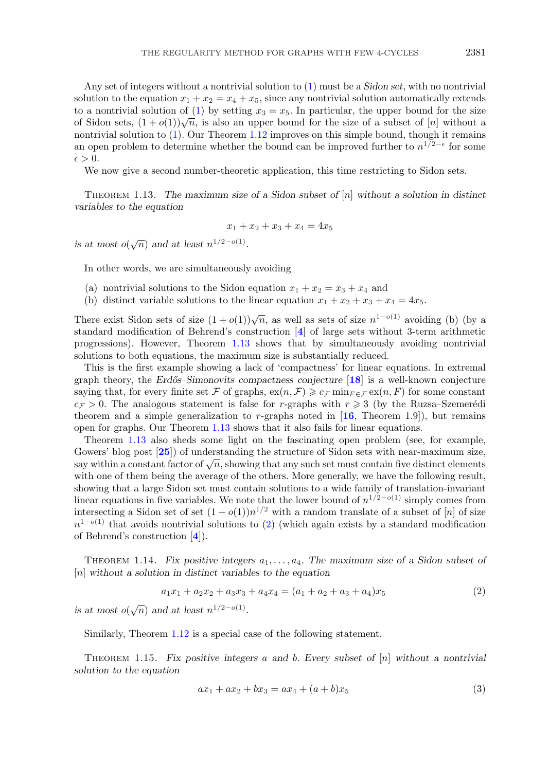Any set of integers without a nontrivial solution to (1) must be a *Sidon set*, with no nontrivial solution to the equation $x_1 + x_2 = x_4 + x_5$, since any nontrivial solution automatically extends to a nontrivial solution of (1) by setting $x_3 = x_5$. In particular, the upper bound for the size of Sidon sets, $(1 + o(1))\sqrt{n}$, is also an upper bound for the size of a subset of $[n]$ without a nontrivial solution to (1). Our Theorem 1.12 improves on this simple bound, though it remains an open problem to determine whether the bound can be improved further to $n^{1/2-\epsilon}$ for some $\epsilon > 0$.

We now give a second number-theoretic application, this time restricting to Sidon sets.

THEOREM 1.13. *The maximum size of a Sidon subset of $[n]$ without a solution in distinct variables to the equation*

$$x_1 + x_2 + x_3 + x_4 = 4x_5$$

*is at most $o(\sqrt{n})$ and at least $n^{1/2-o(1)}$.*

In other words, we are simultaneously avoiding

(a) nontrivial solutions to the Sidon equation $x_1 + x_2 = x_3 + x_4$ and
(b) distinct variable solutions to the linear equation $x_1 + x_2 + x_3 + x_4 = 4x_5$.

There exist Sidon sets of size $(1 + o(1))\sqrt{n}$, as well as sets of size $n^{1-o(1)}$ avoiding (b) (by a standard modification of Behrend's construction [4] of large sets without 3-term arithmetic progressions). However, Theorem 1.13 shows that by simultaneously avoiding nontrivial solutions to both equations, the maximum size is substantially reduced.

This is the first example showing a lack of 'compactness' for linear equations. In extremal graph theory, the *Erdős–Simonovits compactness conjecture* [18] is a well-known conjecture saying that, for every finite set $\mathcal{F}$ of graphs, $\mathrm{ex}(n, \mathcal{F}) \geqslant c_{\mathcal{F}} \min_{F \in \mathcal{F}} \mathrm{ex}(n, F)$ for some constant $c_{\mathcal{F}} > 0$. The analogous statement is false for $r$-graphs with $r \geqslant 3$ (by the Ruzsa–Szemerédi theorem and a simple generalization to $r$-graphs noted in [16, Theorem 1.9]), but remains open for graphs. Our Theorem 1.13 shows that it also fails for linear equations.

Theorem 1.13 also sheds some light on the fascinating open problem (see, for example, Gowers' blog post [25]) of understanding the structure of Sidon sets with near-maximum size, say within a constant factor of $\sqrt{n}$, showing that any such set must contain five distinct elements with one of them being the average of the others. More generally, we have the following result, showing that a large Sidon set must contain solutions to a wide family of translation-invariant linear equations in five variables. We note that the lower bound of $n^{1/2-o(1)}$ simply comes from intersecting a Sidon set of set $(1 + o(1))n^{1/2}$ with a random translate of a subset of $[n]$ of size $n^{1-o(1)}$ that avoids nontrivial solutions to (2) (which again exists by a standard modification of Behrend's construction [4]).

THEOREM 1.14. *Fix positive integers $a_1, \ldots, a_4$. The maximum size of a Sidon subset of $[n]$ without a solution in distinct variables to the equation*

$$a_1x_1 + a_2x_2 + a_3x_3 + a_4x_4 = (a_1 + a_2 + a_3 + a_4)x_5 \tag{2}$$

*is at most $o(\sqrt{n})$ and at least $n^{1/2-o(1)}$.*

Similarly, Theorem 1.12 is a special case of the following statement.

THEOREM 1.15. *Fix positive integers $a$ and $b$. Every subset of $[n]$ without a nontrivial solution to the equation*

$$ax_1 + ax_2 + bx_3 = ax_4 + (a + b)x_5 \tag{3}$$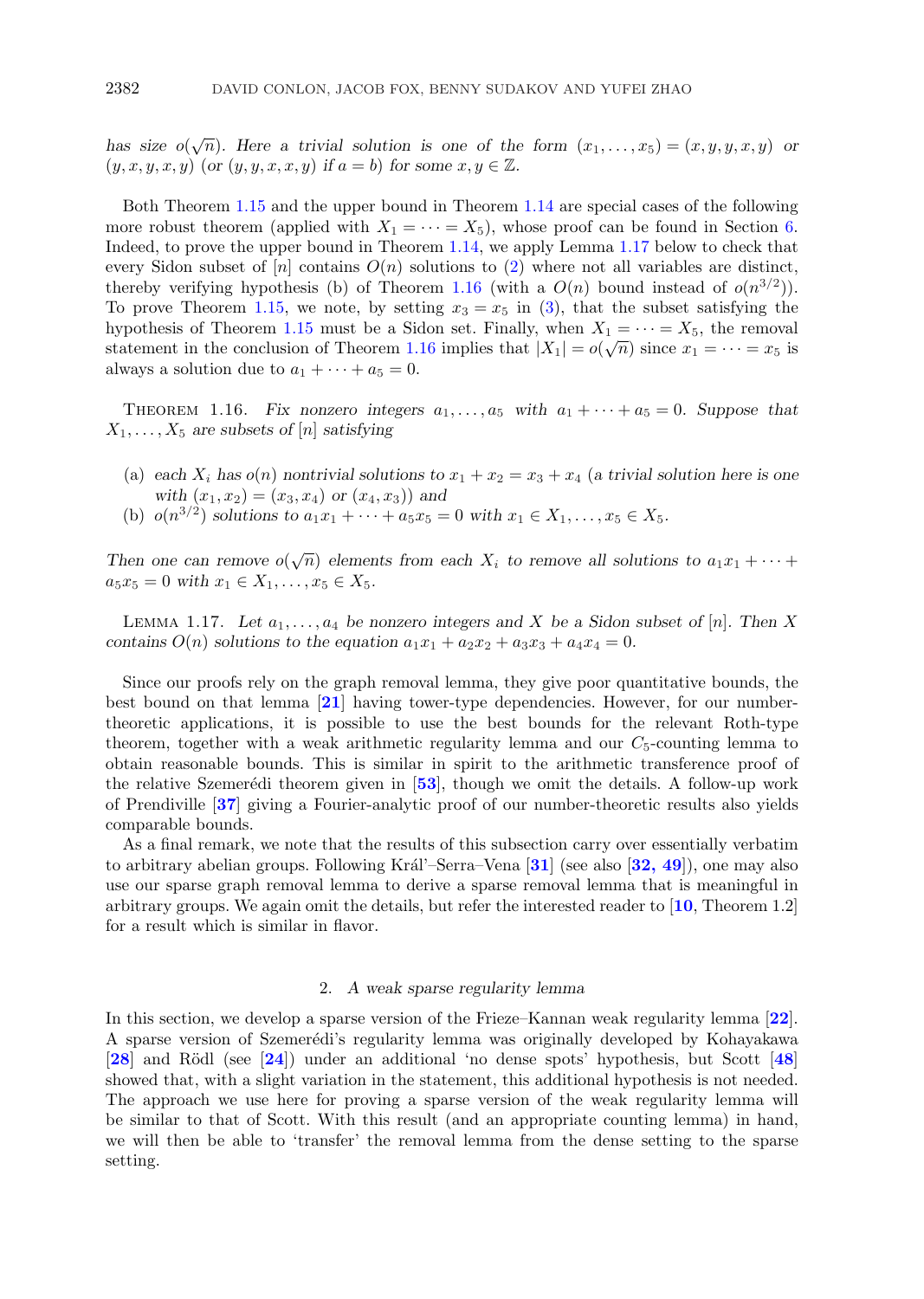*has size $o(\sqrt{n})$. Here a trivial solution is one of the form $(x_1, \ldots, x_5) = (x, y, y, x, y)$ or $(y, x, y, x, y)$ (or $(y, y, x, x, y)$ if $a = b$) for some $x, y \in \mathbb{Z}$.*

Both Theorem 1.15 and the upper bound in Theorem 1.14 are special cases of the following more robust theorem (applied with $X_1 = \cdots = X_5$), whose proof can be found in Section 6. Indeed, to prove the upper bound in Theorem 1.14, we apply Lemma 1.17 below to check that every Sidon subset of $[n]$ contains $O(n)$ solutions to (2) where not all variables are distinct, thereby verifying hypothesis (b) of Theorem 1.16 (with a $O(n)$ bound instead of $o(n^{3/2})$). To prove Theorem 1.15, we note, by setting $x_3 = x_5$ in (3), that the subset satisfying the hypothesis of Theorem 1.15 must be a Sidon set. Finally, when $X_1 = \cdots = X_5$, the removal statement in the conclusion of Theorem 1.16 implies that $|X_1| = o(\sqrt{n})$ since $x_1 = \cdots = x_5$ is always a solution due to $a_1 + \cdots + a_5 = 0$.

Theorem 1.16. *Fix nonzero integers $a_1, \ldots, a_5$ with $a_1 + \cdots + a_5 = 0$. Suppose that $X_1, \ldots, X_5$ are subsets of $[n]$ satisfying*

- (a) *each $X_i$ has $o(n)$ nontrivial solutions to $x_1 + x_2 = x_3 + x_4$ (a trivial solution here is one with $(x_1, x_2) = (x_3, x_4)$ or $(x_4, x_3)$) and*
- (b) *$o(n^{3/2})$ solutions to $a_1x_1 + \cdots + a_5x_5 = 0$ with $x_1 \in X_1, \ldots, x_5 \in X_5$.*

*Then one can remove $o(\sqrt{n})$ elements from each $X_i$ to remove all solutions to $a_1x_1 + \cdots + a_5x_5 = 0$ with $x_1 \in X_1, \ldots, x_5 \in X_5$.*

Lemma 1.17. *Let $a_1, \ldots, a_4$ be nonzero integers and $X$ be a Sidon subset of $[n]$. Then $X$ contains $O(n)$ solutions to the equation $a_1x_1 + a_2x_2 + a_3x_3 + a_4x_4 = 0$.*

Since our proofs rely on the graph removal lemma, they give poor quantitative bounds, the best bound on that lemma [21] having tower-type dependencies. However, for our number-theoretic applications, it is possible to use the best bounds for the relevant Roth-type theorem, together with a weak arithmetic regularity lemma and our $C_5$-counting lemma to obtain reasonable bounds. This is similar in spirit to the arithmetic transference proof of the relative Szemerédi theorem given in [53], though we omit the details. A follow-up work of Prendiville [37] giving a Fourier-analytic proof of our number-theoretic results also yields comparable bounds.

As a final remark, we note that the results of this subsection carry over essentially verbatim to arbitrary abelian groups. Following Král'–Serra–Vena [31] (see also [32, 49]), one may also use our sparse graph removal lemma to derive a sparse removal lemma that is meaningful in arbitrary groups. We again omit the details, but refer the interested reader to [10, Theorem 1.2] for a result which is similar in flavor.

## 2. *A weak sparse regularity lemma*

In this section, we develop a sparse version of the Frieze–Kannan weak regularity lemma [22]. A sparse version of Szemerédi's regularity lemma was originally developed by Kohayakawa [28] and Rödl (see [24]) under an additional 'no dense spots' hypothesis, but Scott [48] showed that, with a slight variation in the statement, this additional hypothesis is not needed. The approach we use here for proving a sparse version of the weak regularity lemma will be similar to that of Scott. With this result (and an appropriate counting lemma) in hand, we will then be able to 'transfer' the removal lemma from the dense setting to the sparse setting.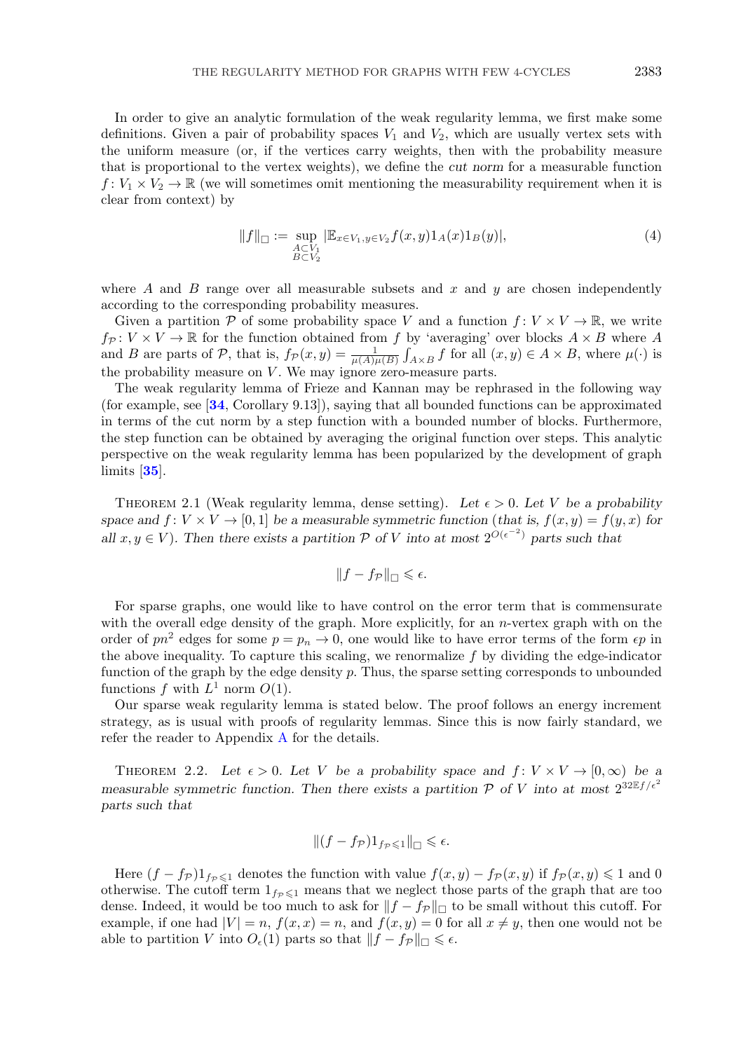In order to give an analytic formulation of the weak regularity lemma, we first make some definitions. Given a pair of probability spaces $V_1$ and $V_2$, which are usually vertex sets with the uniform measure (or, if the vertices carry weights, then with the probability measure that is proportional to the vertex weights), we define the *cut norm* for a measurable function $f\colon V_1 \times V_2 \to \mathbb{R}$ (we will sometimes omit mentioning the measurability requirement when it is clear from context) by

$$\|f\|_\square := \sup_{\substack{A\subset V_1\\ B\subset V_2}} |\mathbb{E}_{x\in V_1, y\in V_2} f(x,y)1_A(x)1_B(y)|, \tag{4}$$

where $A$ and $B$ range over all measurable subsets and $x$ and $y$ are chosen independently according to the corresponding probability measures.

Given a partition $\mathcal{P}$ of some probability space $V$ and a function $f\colon V\times V\to\mathbb{R}$, we write $f_{\mathcal{P}}\colon V\times V\to\mathbb{R}$ for the function obtained from $f$ by 'averaging' over blocks $A\times B$ where $A$ and $B$ are parts of $\mathcal{P}$, that is, $f_{\mathcal{P}}(x,y) = \frac{1}{\mu(A)\mu(B)}\int_{A\times B} f$ for all $(x,y)\in A\times B$, where $\mu(\cdot)$ is the probability measure on $V$. We may ignore zero-measure parts.

The weak regularity lemma of Frieze and Kannan may be rephrased in the following way (for example, see [34, Corollary 9.13]), saying that all bounded functions can be approximated in terms of the cut norm by a step function with a bounded number of blocks. Furthermore, the step function can be obtained by averaging the original function over steps. This analytic perspective on the weak regularity lemma has been popularized by the development of graph limits [35].

Theorem 2.1 (Weak regularity lemma, dense setting). *Let $\epsilon>0$. Let $V$ be a probability space and $f\colon V\times V\to[0,1]$ be a measurable symmetric function (that is, $f(x,y)=f(y,x)$ for all $x,y\in V$). Then there exists a partition $\mathcal{P}$ of $V$ into at most $2^{O(\epsilon^{-2})}$ parts such that*

$$\|f-f_{\mathcal{P}}\|_\square \leqslant \epsilon.$$

For sparse graphs, one would like to have control on the error term that is commensurate with the overall edge density of the graph. More explicitly, for an $n$-vertex graph with on the order of $pn^2$ edges for some $p=p_n\to 0$, one would like to have error terms of the form $\epsilon p$ in the above inequality. To capture this scaling, we renormalize $f$ by dividing the edge-indicator function of the graph by the edge density $p$. Thus, the sparse setting corresponds to unbounded functions $f$ with $L^1$ norm $O(1)$.

Our sparse weak regularity lemma is stated below. The proof follows an energy increment strategy, as is usual with proofs of regularity lemmas. Since this is now fairly standard, we refer the reader to Appendix A for the details.

Theorem 2.2. *Let $\epsilon>0$. Let $V$ be a probability space and $f\colon V\times V\to[0,\infty)$ be a measurable symmetric function. Then there exists a partition $\mathcal{P}$ of $V$ into at most $2^{32\mathbb{E}f/\epsilon^2}$ parts such that*

$$\|(f-f_{\mathcal{P}})1_{f_{\mathcal{P}}\leqslant 1}\|_\square \leqslant \epsilon.$$

Here $(f-f_{\mathcal{P}})1_{f_{\mathcal{P}}\leqslant 1}$ denotes the function with value $f(x,y)-f_{\mathcal{P}}(x,y)$ if $f_{\mathcal{P}}(x,y)\leqslant 1$ and 0 otherwise. The cutoff term $1_{f_{\mathcal{P}}\leqslant 1}$ means that we neglect those parts of the graph that are too dense. Indeed, it would be too much to ask for $\|f-f_{\mathcal{P}}\|_\square$ to be small without this cutoff. For example, if one had $|V|=n$, $f(x,x)=n$, and $f(x,y)=0$ for all $x\neq y$, then one would not be able to partition $V$ into $O_\epsilon(1)$ parts so that $\|f-f_{\mathcal{P}}\|_\square\leqslant\epsilon$.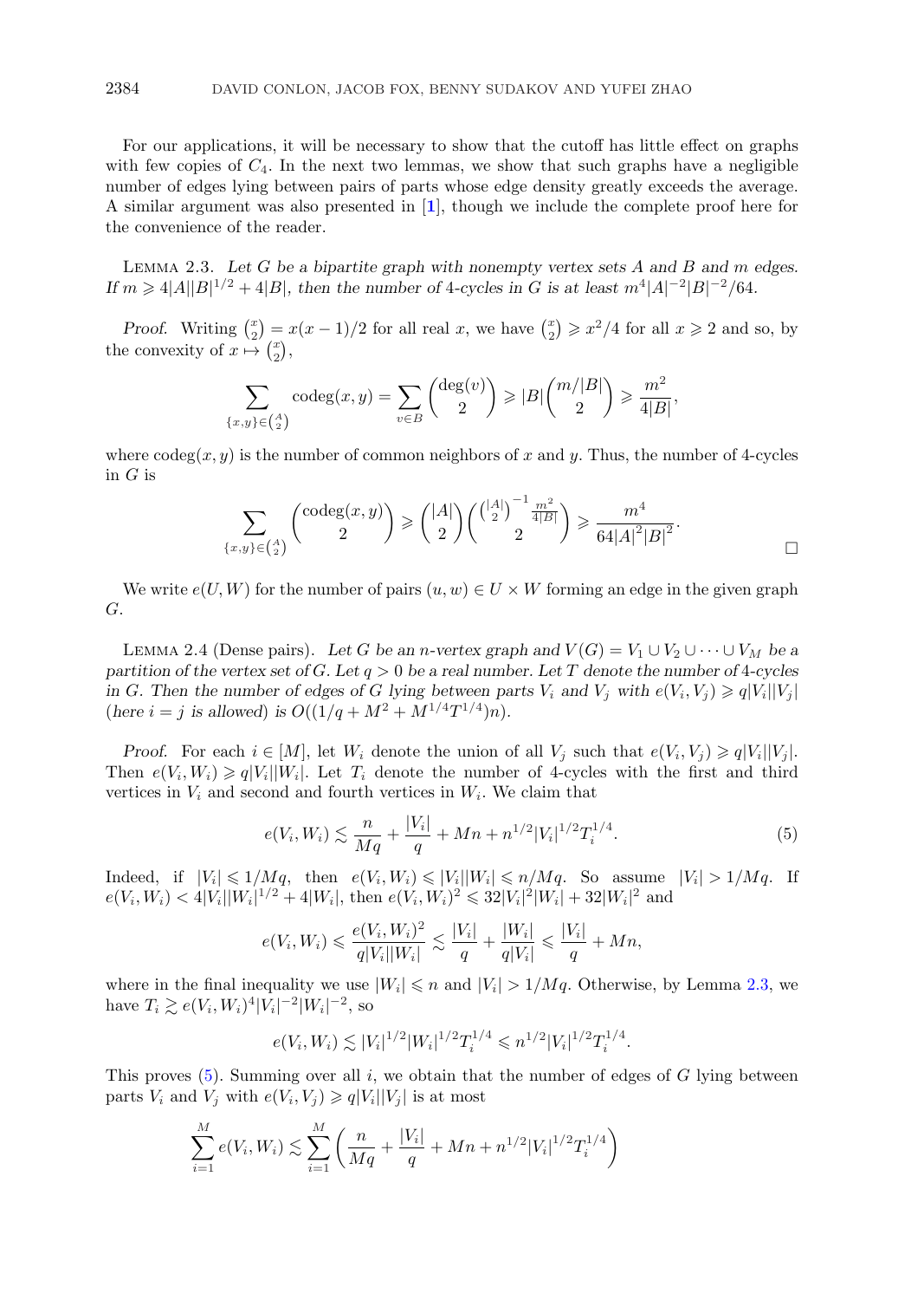For our applications, it will be necessary to show that the cutoff has little effect on graphs with few copies of $C_4$. In the next two lemmas, we show that such graphs have a negligible number of edges lying between pairs of parts whose edge density greatly exceeds the average. A similar argument was also presented in [1], though we include the complete proof here for the convenience of the reader.

Lemma 2.3. *Let $G$ be a bipartite graph with nonempty vertex sets $A$ and $B$ and $m$ edges. If $m \geqslant 4|A||B|^{1/2} + 4|B|$, then the number of 4-cycles in $G$ is at least $m^4|A|^{-2}|B|^{-2}/64$.*

*Proof.* Writing $\binom{x}{2} = x(x-1)/2$ for all real $x$, we have $\binom{x}{2} \geqslant x^2/4$ for all $x \geqslant 2$ and so, by the convexity of $x \mapsto \binom{x}{2}$,

$$\sum_{\{x,y\} \in \binom{A}{2}} \operatorname{codeg}(x,y) = \sum_{v \in B} \binom{\deg(v)}{2} \geqslant |B| \binom{m/|B|}{2} \geqslant \frac{m^2}{4|B|},$$

where $\operatorname{codeg}(x,y)$ is the number of common neighbors of $x$ and $y$. Thus, the number of 4-cycles in $G$ is

$$\sum_{\{x,y\} \in \binom{A}{2}} \binom{\operatorname{codeg}(x,y)}{2} \geqslant \binom{|A|}{2} \binom{\binom{|A|}{2}^{-1} \frac{m^2}{4|B|}}{2} \geqslant \frac{m^4}{64|A|^2|B|^2}.$$

□

We write $e(U, W)$ for the number of pairs $(u, w) \in U \times W$ forming an edge in the given graph $G$.

Lemma 2.4 (Dense pairs). *Let $G$ be an $n$-vertex graph and $V(G) = V_1 \cup V_2 \cup \cdots \cup V_M$ be a partition of the vertex set of $G$. Let $q > 0$ be a real number. Let $T$ denote the number of 4-cycles in $G$. Then the number of edges of $G$ lying between parts $V_i$ and $V_j$ with $e(V_i, V_j) \geqslant q|V_i||V_j|$ (here $i = j$ is allowed) is $O((1/q + M^2 + M^{1/4}T^{1/4})n)$.*

*Proof.* For each $i \in [M]$, let $W_i$ denote the union of all $V_j$ such that $e(V_i, V_j) \geqslant q|V_i||V_j|$. Then $e(V_i, W_i) \geqslant q|V_i||W_i|$. Let $T_i$ denote the number of 4-cycles with the first and third vertices in $V_i$ and second and fourth vertices in $W_i$. We claim that

$$e(V_i, W_i) \lesssim \frac{n}{Mq} + \frac{|V_i|}{q} + Mn + n^{1/2}|V_i|^{1/2}T_i^{1/4}. \tag{5}$$

Indeed, if $|V_i| \leqslant 1/Mq$, then $e(V_i, W_i) \leqslant |V_i||W_i| \leqslant n/Mq$. So assume $|V_i| > 1/Mq$. If $e(V_i, W_i) < 4|V_i||W_i|^{1/2} + 4|W_i|$, then $e(V_i, W_i)^2 \leqslant 32|V_i|^2|W_i| + 32|W_i|^2$ and

$$e(V_i, W_i) \leqslant \frac{e(V_i, W_i)^2}{q|V_i||W_i|} \lesssim \frac{|V_i|}{q} + \frac{|W_i|}{q|V_i|} \leqslant \frac{|V_i|}{q} + Mn,$$

where in the final inequality we use $|W_i| \leqslant n$ and $|V_i| > 1/Mq$. Otherwise, by Lemma 2.3, we have $T_i \gtrsim e(V_i, W_i)^4|V_i|^{-2}|W_i|^{-2}$, so

$$e(V_i, W_i) \lesssim |V_i|^{1/2}|W_i|^{1/2}T_i^{1/4} \leqslant n^{1/2}|V_i|^{1/2}T_i^{1/4}.$$

This proves (5). Summing over all $i$, we obtain that the number of edges of $G$ lying between parts $V_i$ and $V_j$ with $e(V_i, V_j) \geqslant q|V_i||V_j|$ is at most

$$\sum_{i=1}^{M} e(V_i, W_i) \lesssim \sum_{i=1}^{M} \left( \frac{n}{Mq} + \frac{|V_i|}{q} + Mn + n^{1/2}|V_i|^{1/2}T_i^{1/4} \right)$$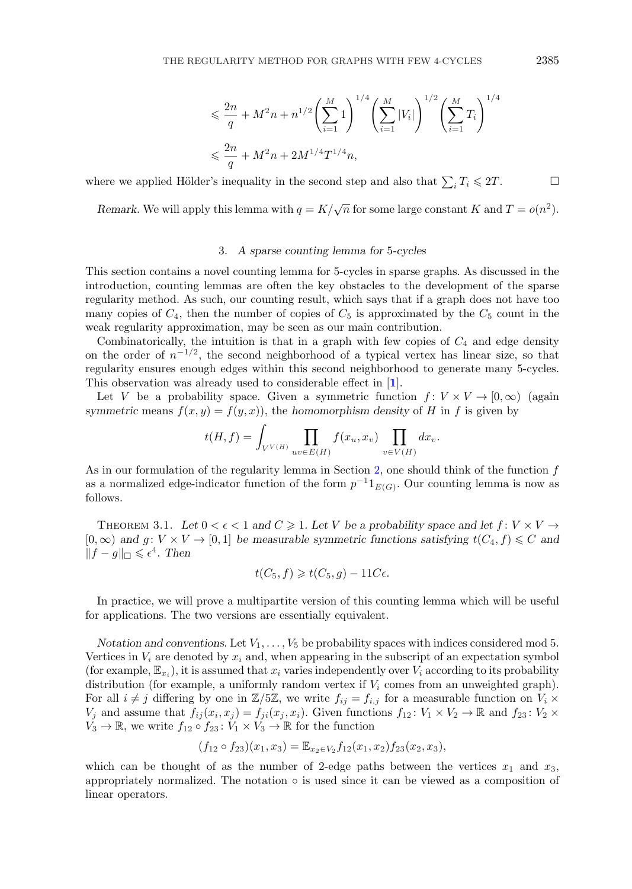$$\leqslant \frac{2n}{q} + M^2 n + n^{1/2}\left(\sum_{i=1}^{M} 1\right)^{1/4}\left(\sum_{i=1}^{M} |V_i|\right)^{1/2}\left(\sum_{i=1}^{M} T_i\right)^{1/4}$$

$$\leqslant \frac{2n}{q} + M^2 n + 2M^{1/4}T^{1/4}n,$$

where we applied Hölder's inequality in the second step and also that $\sum_i T_i \leqslant 2T$. $\square$

*Remark.* We will apply this lemma with $q = K/\sqrt{n}$ for some large constant $K$ and $T = o(n^2)$.

## 3. *A sparse counting lemma for* 5*-cycles*

This section contains a novel counting lemma for 5-cycles in sparse graphs. As discussed in the introduction, counting lemmas are often the key obstacles to the development of the sparse regularity method. As such, our counting result, which says that if a graph does not have too many copies of $C_4$, then the number of copies of $C_5$ is approximated by the $C_5$ count in the weak regularity approximation, may be seen as our main contribution.

Combinatorically, the intuition is that in a graph with few copies of $C_4$ and edge density on the order of $n^{-1/2}$, the second neighborhood of a typical vertex has linear size, so that regularity ensures enough edges within this second neighborhood to generate many 5-cycles. This observation was already used to considerable effect in [1].

Let $V$ be a probability space. Given a symmetric function $f\colon V \times V \to [0,\infty)$ (again *symmetric* means $f(x,y) = f(y,x)$), the *homomorphism density* of $H$ in $f$ is given by

$$t(H,f) = \int_{V^{V(H)}} \prod_{uv \in E(H)} f(x_u, x_v) \prod_{v \in V(H)} dx_v.$$

As in our formulation of the regularity lemma in Section 2, one should think of the function $f$ as a normalized edge-indicator function of the form $p^{-1}1_{E(G)}$. Our counting lemma is now as follows.

Theorem 3.1. *Let $0 < \epsilon < 1$ and $C \geqslant 1$. Let $V$ be a probability space and let $f\colon V \times V \to [0,\infty)$ and $g\colon V \times V \to [0,1]$ be measurable symmetric functions satisfying $t(C_4, f) \leqslant C$ and $\|f - g\|_\square \leqslant \epsilon^4$. Then*

$$t(C_5, f) \geqslant t(C_5, g) - 11C\epsilon.$$

In practice, we will prove a multipartite version of this counting lemma which will be useful for applications. The two versions are essentially equivalent.

*Notation and conventions.* Let $V_1, \ldots, V_5$ be probability spaces with indices considered mod 5. Vertices in $V_i$ are denoted by $x_i$ and, when appearing in the subscript of an expectation symbol (for example, $\mathbb{E}_{x_i}$), it is assumed that $x_i$ varies independently over $V_i$ according to its probability distribution (for example, a uniformly random vertex if $V_i$ comes from an unweighted graph). For all $i \neq j$ differing by one in $\mathbb{Z}/5\mathbb{Z}$, we write $f_{ij} = f_{i,j}$ for a measurable function on $V_i \times V_j$ and assume that $f_{ij}(x_i, x_j) = f_{ji}(x_j, x_i)$. Given functions $f_{12}\colon V_1 \times V_2 \to \mathbb{R}$ and $f_{23}\colon V_2 \times V_3 \to \mathbb{R}$, we write $f_{12} \circ f_{23}\colon V_1 \times V_3 \to \mathbb{R}$ for the function

$$(f_{12} \circ f_{23})(x_1, x_3) = \mathbb{E}_{x_2 \in V_2} f_{12}(x_1, x_2) f_{23}(x_2, x_3),$$

which can be thought of as the number of 2-edge paths between the vertices $x_1$ and $x_3$, appropriately normalized. The notation $\circ$ is used since it can be viewed as a composition of linear operators.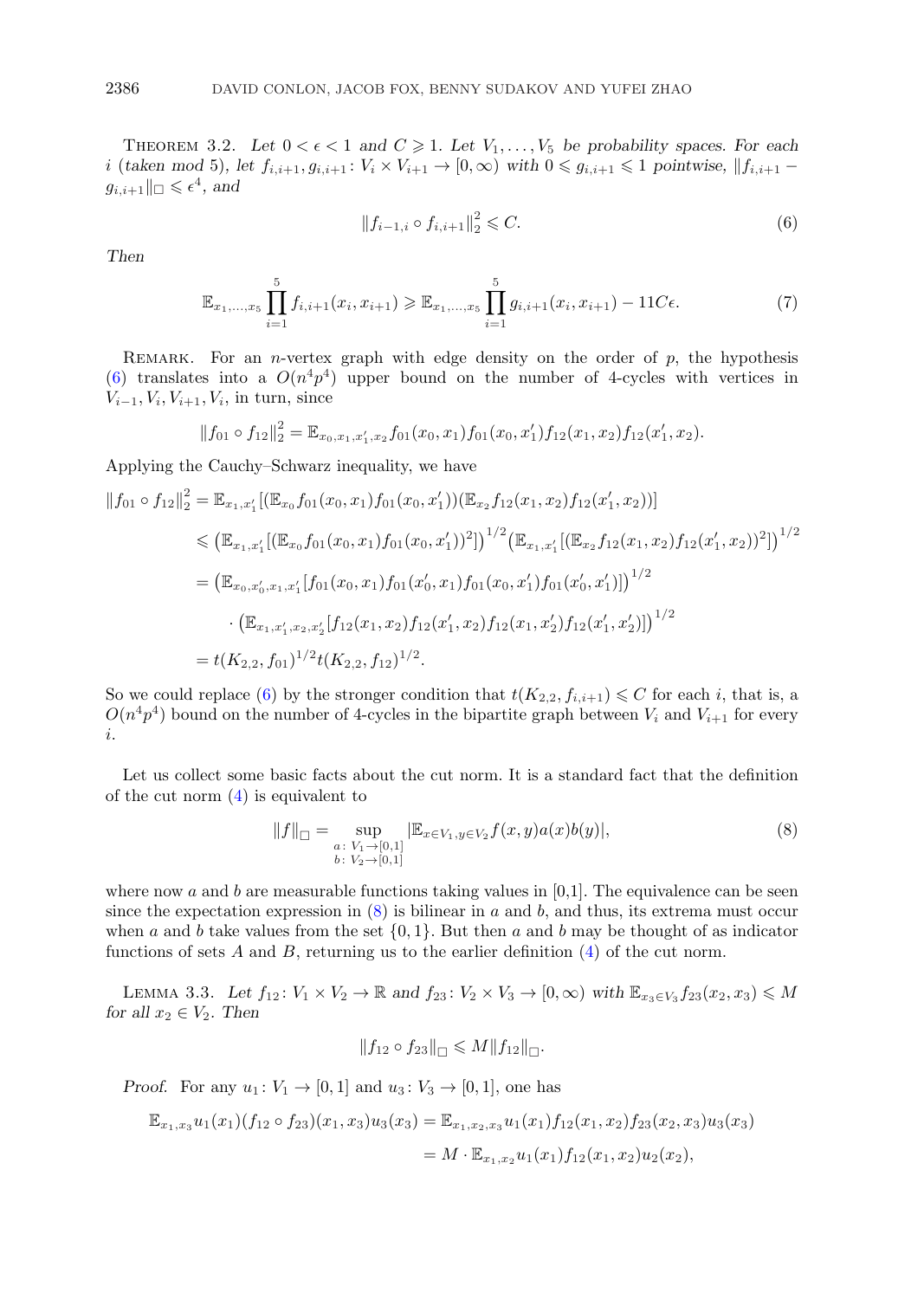THEOREM 3.2. *Let $0 < \epsilon < 1$ and $C \geqslant 1$. Let $V_1, \ldots, V_5$ be probability spaces. For each $i$ (taken mod 5), let $f_{i,i+1}, g_{i,i+1} \colon V_i \times V_{i+1} \to [0, \infty)$ with $0 \leqslant g_{i,i+1} \leqslant 1$ pointwise, $\|f_{i,i+1} - g_{i,i+1}\|_\square \leqslant \epsilon^4$, and*

$$\|f_{i-1,i} \circ f_{i,i+1}\|_2^2 \leqslant C. \tag{6}$$

*Then*

$$\mathbb{E}_{x_1,\ldots,x_5} \prod_{i=1}^{5} f_{i,i+1}(x_i, x_{i+1}) \geqslant \mathbb{E}_{x_1,\ldots,x_5} \prod_{i=1}^{5} g_{i,i+1}(x_i, x_{i+1}) - 11C\epsilon. \tag{7}$$

REMARK. For an $n$-vertex graph with edge density on the order of $p$, the hypothesis (6) translates into a $O(n^4p^4)$ upper bound on the number of 4-cycles with vertices in $V_{i-1}, V_i, V_{i+1}, V_i$, in turn, since

$$\|f_{01} \circ f_{12}\|_2^2 = \mathbb{E}_{x_0,x_1,x_1',x_2} f_{01}(x_0, x_1) f_{01}(x_0, x_1') f_{12}(x_1, x_2) f_{12}(x_1', x_2).$$

Applying the Cauchy–Schwarz inequality, we have

$$\begin{aligned}
\|f_{01} \circ f_{12}\|_2^2 &= \mathbb{E}_{x_1,x_1'}[(\mathbb{E}_{x_0} f_{01}(x_0, x_1) f_{01}(x_0, x_1'))(\mathbb{E}_{x_2} f_{12}(x_1, x_2) f_{12}(x_1', x_2))] \\
&\leqslant \big(\mathbb{E}_{x_1,x_1'}[(\mathbb{E}_{x_0} f_{01}(x_0, x_1) f_{01}(x_0, x_1'))^2]\big)^{1/2} \big(\mathbb{E}_{x_1,x_1'}[(\mathbb{E}_{x_2} f_{12}(x_1, x_2) f_{12}(x_1', x_2))^2]\big)^{1/2} \\
&= \big(\mathbb{E}_{x_0,x_0',x_1,x_1'}[f_{01}(x_0, x_1) f_{01}(x_0', x_1) f_{01}(x_0, x_1') f_{01}(x_0', x_1')]\big)^{1/2} \\
&\quad \cdot \big(\mathbb{E}_{x_1,x_1',x_2,x_2'}[f_{12}(x_1, x_2) f_{12}(x_1', x_2) f_{12}(x_1, x_2') f_{12}(x_1', x_2')]\big)^{1/2} \\
&= t(K_{2,2}, f_{01})^{1/2} t(K_{2,2}, f_{12})^{1/2}.
\end{aligned}$$

So we could replace (6) by the stronger condition that $t(K_{2,2}, f_{i,i+1}) \leqslant C$ for each $i$, that is, a $O(n^4p^4)$ bound on the number of 4-cycles in the bipartite graph between $V_i$ and $V_{i+1}$ for every $i$.

Let us collect some basic facts about the cut norm. It is a standard fact that the definition of the cut norm (4) is equivalent to

$$\|f\|_\square = \sup_{\substack{a\colon V_1 \to [0,1] \\ b\colon V_2 \to [0,1]}} |\mathbb{E}_{x \in V_1, y \in V_2} f(x, y) a(x) b(y)|, \tag{8}$$

where now $a$ and $b$ are measurable functions taking values in [0,1]. The equivalence can be seen since the expectation expression in (8) is bilinear in $a$ and $b$, and thus, its extrema must occur when $a$ and $b$ take values from the set $\{0, 1\}$. But then $a$ and $b$ may be thought of as indicator functions of sets $A$ and $B$, returning us to the earlier definition (4) of the cut norm.

LEMMA 3.3. *Let $f_{12} \colon V_1 \times V_2 \to \mathbb{R}$ and $f_{23} \colon V_2 \times V_3 \to [0, \infty)$ with $\mathbb{E}_{x_3 \in V_3} f_{23}(x_2, x_3) \leqslant M$ for all $x_2 \in V_2$. Then*

$$\|f_{12} \circ f_{23}\|_\square \leqslant M \|f_{12}\|_\square.$$

*Proof.* For any $u_1 \colon V_1 \to [0, 1]$ and $u_3 \colon V_3 \to [0, 1]$, one has

$$\begin{aligned}
\mathbb{E}_{x_1,x_3} u_1(x_1)(f_{12} \circ f_{23})(x_1, x_3) u_3(x_3) &= \mathbb{E}_{x_1,x_2,x_3} u_1(x_1) f_{12}(x_1, x_2) f_{23}(x_2, x_3) u_3(x_3) \\
&= M \cdot \mathbb{E}_{x_1,x_2} u_1(x_1) f_{12}(x_1, x_2) u_2(x_2),
\end{aligned}$$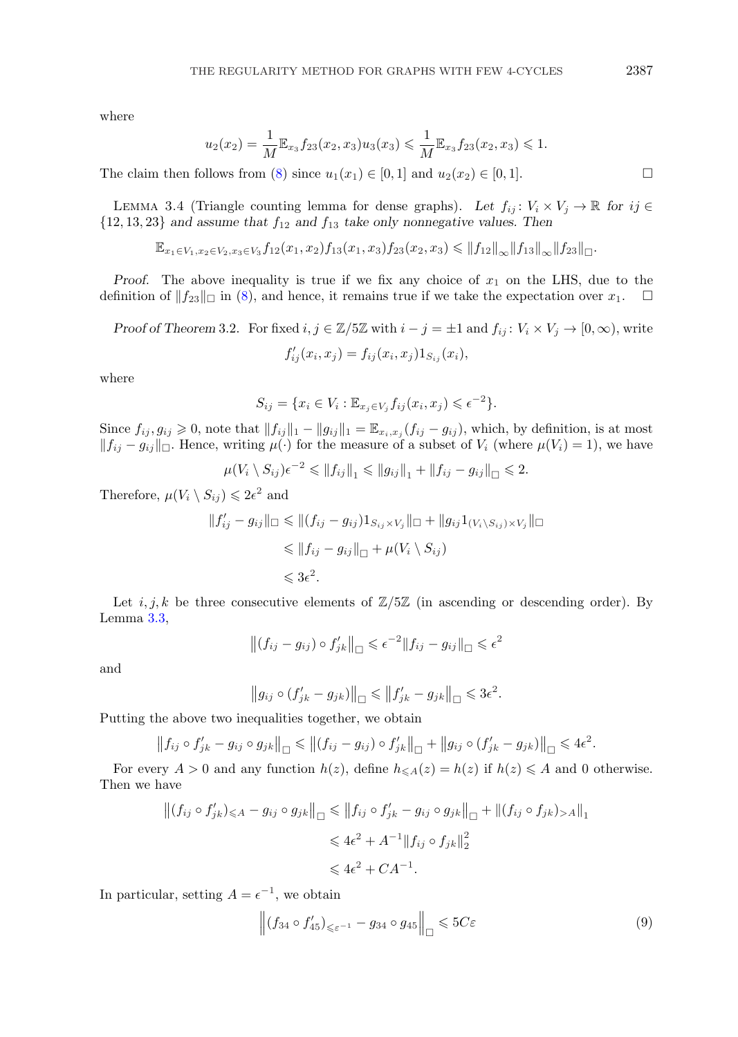where

$$u_2(x_2) = \frac{1}{M}\mathbb{E}_{x_3} f_{23}(x_2, x_3) u_3(x_3) \leqslant \frac{1}{M}\mathbb{E}_{x_3} f_{23}(x_2, x_3) \leqslant 1.$$

The claim then follows from (8) since $u_1(x_1) \in [0, 1]$ and $u_2(x_2) \in [0, 1]$. □

Lemma 3.4 (Triangle counting lemma for dense graphs). *Let $f_{ij}\colon V_i \times V_j \to \mathbb{R}$ for $ij \in \{12, 13, 23\}$ and assume that $f_{12}$ and $f_{13}$ take only nonnegative values. Then*

$$\mathbb{E}_{x_1 \in V_1, x_2 \in V_2, x_3 \in V_3} f_{12}(x_1, x_2) f_{13}(x_1, x_3) f_{23}(x_2, x_3) \leqslant \|f_{12}\|_\infty \|f_{13}\|_\infty \|f_{23}\|_\square.$$

*Proof.* The above inequality is true if we fix any choice of $x_1$ on the LHS, due to the definition of $\|f_{23}\|_\square$ in (8), and hence, it remains true if we take the expectation over $x_1$. □

*Proof of Theorem* 3.2. For fixed $i, j \in \mathbb{Z}/5\mathbb{Z}$ with $i - j = \pm 1$ and $f_{ij}\colon V_i \times V_j \to [0, \infty)$, write

$$f'_{ij}(x_i, x_j) = f_{ij}(x_i, x_j) 1_{S_{ij}}(x_i),$$

where

$$S_{ij} = \{x_i \in V_i : \mathbb{E}_{x_j \in V_j} f_{ij}(x_i, x_j) \leqslant \epsilon^{-2}\}.$$

Since $f_{ij}, g_{ij} \geqslant 0$, note that $\|f_{ij}\|_1 - \|g_{ij}\|_1 = \mathbb{E}_{x_i, x_j}(f_{ij} - g_{ij})$, which, by definition, is at most $\|f_{ij} - g_{ij}\|_\square$. Hence, writing $\mu(\cdot)$ for the measure of a subset of $V_i$ (where $\mu(V_i) = 1$), we have

$$\mu(V_i \setminus S_{ij})\epsilon^{-2} \leqslant \|f_{ij}\|_1 \leqslant \|g_{ij}\|_1 + \|f_{ij} - g_{ij}\|_\square \leqslant 2.$$

Therefore, $\mu(V_i \setminus S_{ij}) \leqslant 2\epsilon^2$ and

$$\begin{aligned}
\|f'_{ij} - g_{ij}\|_\square &\leqslant \|(f_{ij} - g_{ij}) 1_{S_{ij} \times V_j}\|_\square + \|g_{ij} 1_{(V_i \setminus S_{ij}) \times V_j}\|_\square \\
&\leqslant \|f_{ij} - g_{ij}\|_\square + \mu(V_i \setminus S_{ij}) \\
&\leqslant 3\epsilon^2.
\end{aligned}$$

Let $i, j, k$ be three consecutive elements of $\mathbb{Z}/5\mathbb{Z}$ (in ascending or descending order). By Lemma 3.3,

$$\left\|(f_{ij} - g_{ij}) \circ f'_{jk}\right\|_\square \leqslant \epsilon^{-2} \|f_{ij} - g_{ij}\|_\square \leqslant \epsilon^2$$

and

$$\left\|g_{ij} \circ (f'_{jk} - g_{jk})\right\|_\square \leqslant \left\|f'_{jk} - g_{jk}\right\|_\square \leqslant 3\epsilon^2.$$

Putting the above two inequalities together, we obtain

$$\left\|f_{ij} \circ f'_{jk} - g_{ij} \circ g_{jk}\right\|_\square \leqslant \left\|(f_{ij} - g_{ij}) \circ f'_{jk}\right\|_\square + \left\|g_{ij} \circ (f'_{jk} - g_{jk})\right\|_\square \leqslant 4\epsilon^2.$$

For every $A > 0$ and any function $h(z)$, define $h_{\leqslant A}(z) = h(z)$ if $h(z) \leqslant A$ and 0 otherwise. Then we have

$$\begin{aligned}
\left\|(f_{ij} \circ f'_{jk})_{\leqslant A} - g_{ij} \circ g_{jk}\right\|_\square &\leqslant \left\|f_{ij} \circ f'_{jk} - g_{ij} \circ g_{jk}\right\|_\square + \|(f_{ij} \circ f_{jk})_{> A}\|_1 \\
&\leqslant 4\epsilon^2 + A^{-1} \|f_{ij} \circ f_{jk}\|_2^2 \\
&\leqslant 4\epsilon^2 + CA^{-1}.
\end{aligned}$$

In particular, setting $A = \epsilon^{-1}$, we obtain

$$\left\|(f_{34} \circ f'_{45})_{\leqslant \varepsilon^{-1}} - g_{34} \circ g_{45}\right\|_\square \leqslant 5C\varepsilon \tag{9}$$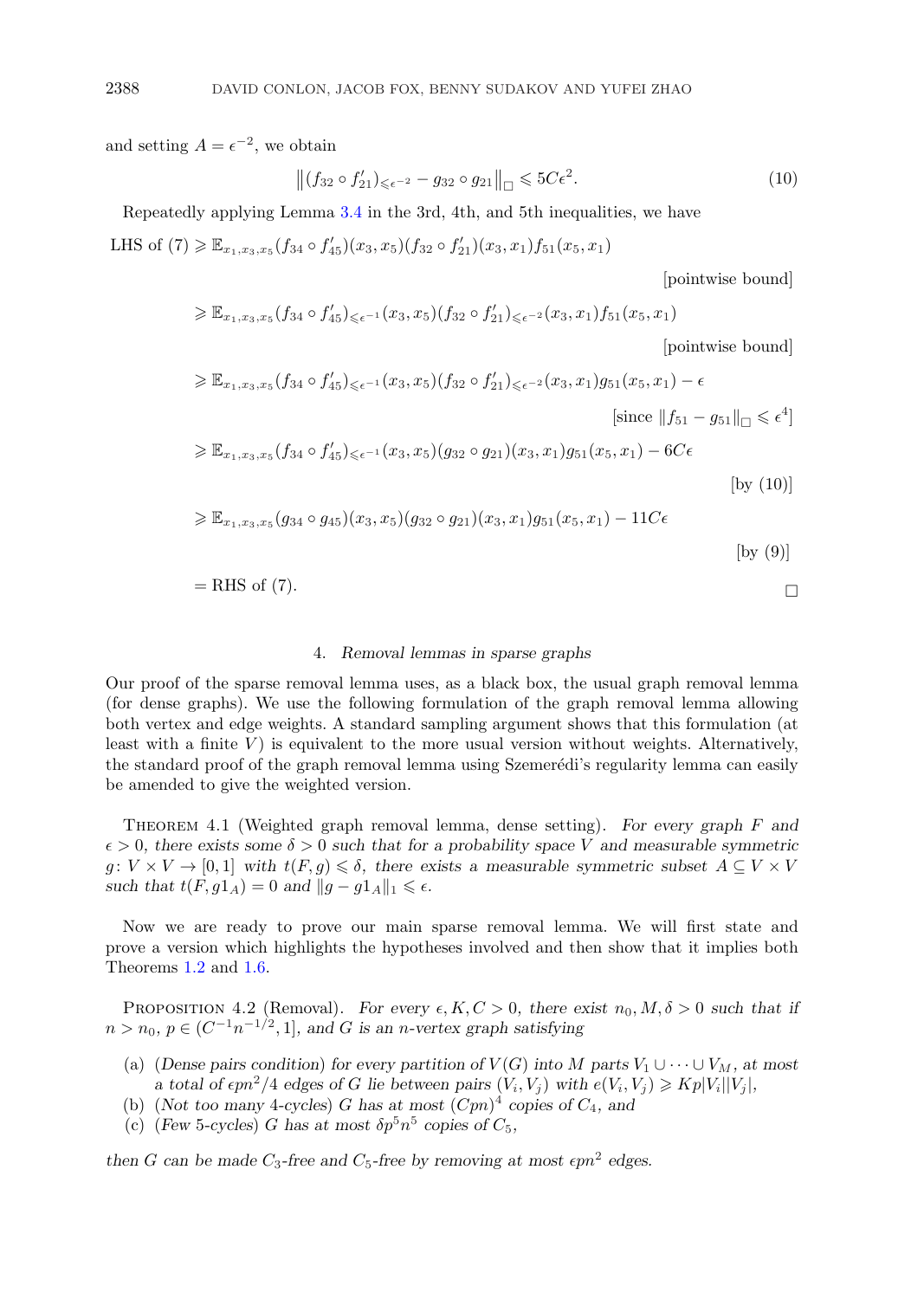and setting $A = \epsilon^{-2}$, we obtain

$$\left\| (f_{32} \circ f'_{21})_{\leqslant \epsilon^{-2}} - g_{32} \circ g_{21} \right\|_{\square} \leqslant 5C\epsilon^2. \tag{10}$$

Repeatedly applying Lemma 3.4 in the 3rd, 4th, and 5th inequalities, we have

$$\begin{aligned}
\text{LHS of (7)} &\geqslant \mathbb{E}_{x_1,x_3,x_5} (f_{34} \circ f'_{45})(x_3,x_5)(f_{32} \circ f'_{21})(x_3,x_1) f_{51}(x_5,x_1) && \text{[pointwise bound]} \\
&\geqslant \mathbb{E}_{x_1,x_3,x_5} (f_{34} \circ f'_{45})_{\leqslant \epsilon^{-1}}(x_3,x_5)(f_{32} \circ f'_{21})_{\leqslant \epsilon^{-2}}(x_3,x_1) f_{51}(x_5,x_1) && \text{[pointwise bound]} \\
&\geqslant \mathbb{E}_{x_1,x_3,x_5} (f_{34} \circ f'_{45})_{\leqslant \epsilon^{-1}}(x_3,x_5)(f_{32} \circ f'_{21})_{\leqslant \epsilon^{-2}}(x_3,x_1) g_{51}(x_5,x_1) - \epsilon && [\text{since } \|f_{51} - g_{51}\|_{\square} \leqslant \epsilon^4] \\
&\geqslant \mathbb{E}_{x_1,x_3,x_5} (f_{34} \circ f'_{45})_{\leqslant \epsilon^{-1}}(x_3,x_5)(g_{32} \circ g_{21})(x_3,x_1) g_{51}(x_5,x_1) - 6C\epsilon && \text{[by (10)]} \\
&\geqslant \mathbb{E}_{x_1,x_3,x_5} (g_{34} \circ g_{45})(x_3,x_5)(g_{32} \circ g_{21})(x_3,x_1) g_{51}(x_5,x_1) - 11C\epsilon && \text{[by (9)]} \\
&= \text{RHS of (7)}.
\end{aligned}$$

□

## 4. *Removal lemmas in sparse graphs*

Our proof of the sparse removal lemma uses, as a black box, the usual graph removal lemma (for dense graphs). We use the following formulation of the graph removal lemma allowing both vertex and edge weights. A standard sampling argument shows that this formulation (at least with a finite $V$) is equivalent to the more usual version without weights. Alternatively, the standard proof of the graph removal lemma using Szemerédi's regularity lemma can easily be amended to give the weighted version.

THEOREM 4.1 (Weighted graph removal lemma, dense setting). *For every graph $F$ and $\epsilon > 0$, there exists some $\delta > 0$ such that for a probability space $V$ and measurable symmetric $g \colon V \times V \to [0,1]$ with $t(F, g) \leqslant \delta$, there exists a measurable symmetric subset $A \subseteq V \times V$ such that $t(F, g1_A) = 0$ and $\|g - g1_A\|_1 \leqslant \epsilon$.*

Now we are ready to prove our main sparse removal lemma. We will first state and prove a version which highlights the hypotheses involved and then show that it implies both Theorems 1.2 and 1.6.

PROPOSITION 4.2 (Removal). *For every $\epsilon, K, C > 0$, there exist $n_0, M, \delta > 0$ such that if $n > n_0$, $p \in (C^{-1}n^{-1/2}, 1]$, and $G$ is an $n$-vertex graph satisfying*

- (a) (*Dense pairs condition*) *for every partition of $V(G)$ into $M$ parts $V_1 \cup \cdots \cup V_M$, at most a total of $\epsilon pn^2/4$ edges of $G$ lie between pairs $(V_i, V_j)$ with $e(V_i, V_j) \geqslant Kp|V_i||V_j|$,*
- (b) (*Not too many 4-cycles*) *$G$ has at most $(Cpn)^4$ copies of $C_4$, and*
- (c) (*Few 5-cycles*) *$G$ has at most $\delta p^5 n^5$ copies of $C_5$,*

*then $G$ can be made $C_3$-free and $C_5$-free by removing at most $\epsilon pn^2$ edges.*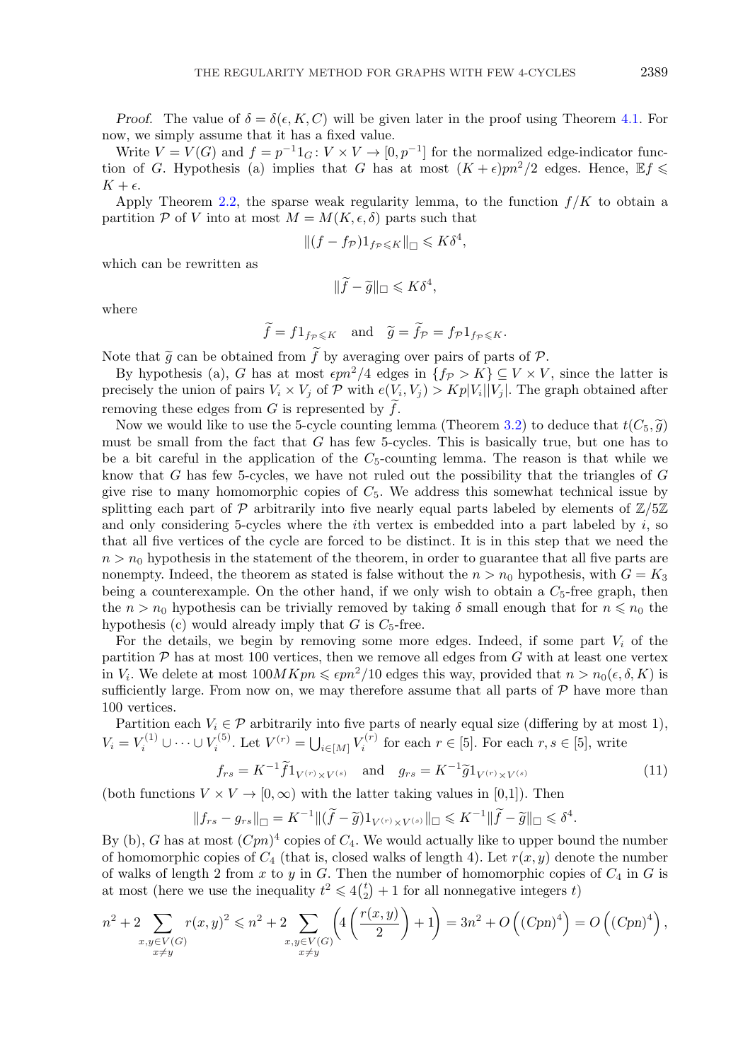*Proof.* The value of $\delta = \delta(\epsilon, K, C)$ will be given later in the proof using Theorem 4.1. For now, we simply assume that it has a fixed value.

Write $V = V(G)$ and $f = p^{-1}1_G \colon V \times V \to [0, p^{-1}]$ for the normalized edge-indicator function of $G$. Hypothesis (a) implies that $G$ has at most $(K+\epsilon)pn^2/2$ edges. Hence, $\mathbb{E}f \leqslant K + \epsilon$.

Apply Theorem 2.2, the sparse weak regularity lemma, to the function $f/K$ to obtain a partition $\mathcal{P}$ of $V$ into at most $M = M(K, \epsilon, \delta)$ parts such that

$$\|(f - f_{\mathcal{P}})1_{f_{\mathcal{P}} \leqslant K}\|_{\square} \leqslant K\delta^4,$$

which can be rewritten as

$$\|\widetilde{f} - \widetilde{g}\|_{\square} \leqslant K\delta^4,$$

where

$$\widetilde{f} = f1_{f_{\mathcal{P}} \leqslant K} \quad \text{and} \quad \widetilde{g} = \widetilde{f}_{\mathcal{P}} = f_{\mathcal{P}}1_{f_{\mathcal{P}} \leqslant K}.$$

Note that $\widetilde{g}$ can be obtained from $\widetilde{f}$ by averaging over pairs of parts of $\mathcal{P}$.

By hypothesis (a), $G$ has at most $\epsilon pn^2/4$ edges in $\{f_{\mathcal{P}} > K\} \subseteq V \times V$, since the latter is precisely the union of pairs $V_i \times V_j$ of $\mathcal{P}$ with $e(V_i, V_j) > Kp|V_i||V_j|$. The graph obtained after removing these edges from $G$ is represented by $\widetilde{f}$.

Now we would like to use the 5-cycle counting lemma (Theorem 3.2) to deduce that $t(C_5, \widetilde{g})$ must be small from the fact that $G$ has few 5-cycles. This is basically true, but one has to be a bit careful in the application of the $C_5$-counting lemma. The reason is that while we know that $G$ has few 5-cycles, we have not ruled out the possibility that the triangles of $G$ give rise to many homomorphic copies of $C_5$. We address this somewhat technical issue by splitting each part of $\mathcal{P}$ arbitrarily into five nearly equal parts labeled by elements of $\mathbb{Z}/5\mathbb{Z}$ and only considering 5-cycles where the $i$th vertex is embedded into a part labeled by $i$, so that all five vertices of the cycle are forced to be distinct. It is in this step that we need the $n > n_0$ hypothesis in the statement of the theorem, in order to guarantee that all five parts are nonempty. Indeed, the theorem as stated is false without the $n > n_0$ hypothesis, with $G = K_3$ being a counterexample. On the other hand, if we only wish to obtain a $C_5$-free graph, then the $n > n_0$ hypothesis can be trivially removed by taking $\delta$ small enough that for $n \leqslant n_0$ the hypothesis (c) would already imply that $G$ is $C_5$-free.

For the details, we begin by removing some more edges. Indeed, if some part $V_i$ of the partition $\mathcal{P}$ has at most 100 vertices, then we remove all edges from $G$ with at least one vertex in $V_i$. We delete at most $100MKpn \leqslant \epsilon pn^2/10$ edges this way, provided that $n > n_0(\epsilon, \delta, K)$ is sufficiently large. From now on, we may therefore assume that all parts of $\mathcal{P}$ have more than 100 vertices.

Partition each $V_i \in \mathcal{P}$ arbitrarily into five parts of nearly equal size (differing by at most 1), $V_i = V_i^{(1)} \cup \cdots \cup V_i^{(5)}$. Let $V^{(r)} = \bigcup_{i \in [M]} V_i^{(r)}$ for each $r \in [5]$. For each $r, s \in [5]$, write

$$f_{rs} = K^{-1}\widetilde{f}1_{V^{(r)} \times V^{(s)}} \quad \text{and} \quad g_{rs} = K^{-1}\widetilde{g}1_{V^{(r)} \times V^{(s)}} \tag{11}$$

(both functions $V \times V \to [0, \infty)$ with the latter taking values in [0,1]). Then

$$\|f_{rs} - g_{rs}\|_{\square} = K^{-1}\|(\widetilde{f} - \widetilde{g})1_{V^{(r)} \times V^{(s)}}\|_{\square} \leqslant K^{-1}\|\widetilde{f} - \widetilde{g}\|_{\square} \leqslant \delta^4.$$

By (b), $G$ has at most $(Cpn)^4$ copies of $C_4$. We would actually like to upper bound the number of homomorphic copies of $C_4$ (that is, closed walks of length 4). Let $r(x, y)$ denote the number of walks of length 2 from $x$ to $y$ in $G$. Then the number of homomorphic copies of $C_4$ in $G$ is at most (here we use the inequality $t^2 \leqslant 4\binom{t}{2} + 1$ for all nonnegative integers $t$)

$$n^2 + 2\sum_{\substack{x,y \in V(G) \\ x \neq y}} r(x,y)^2 \leqslant n^2 + 2\sum_{\substack{x,y \in V(G) \\ x \neq y}} \left(4\binom{r(x,y)}{2} + 1\right) = 3n^2 + O\left((Cpn)^4\right) = O\left((Cpn)^4\right),$$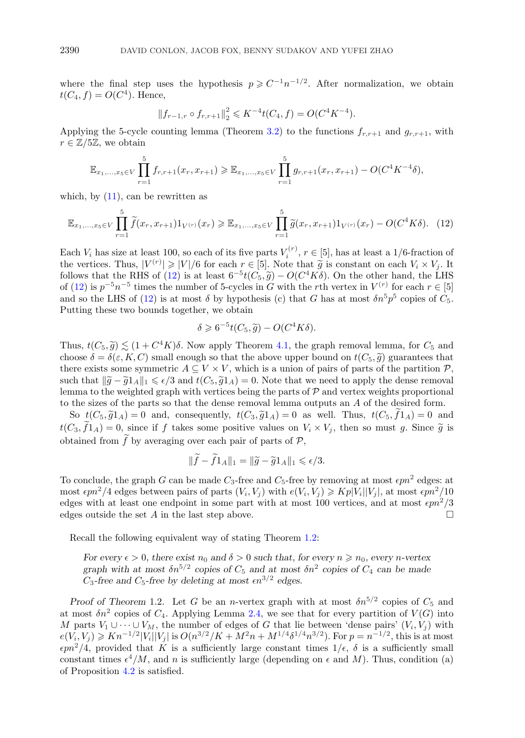where the final step uses the hypothesis $p \geqslant C^{-1}n^{-1/2}$. After normalization, we obtain $t(C_4, f) = O(C^4)$. Hence,

$$\|f_{r-1,r} \circ f_{r,r+1}\|_2^2 \leqslant K^{-4}t(C_4, f) = O(C^4K^{-4}).$$

Applying the 5-cycle counting lemma (Theorem 3.2) to the functions $f_{r,r+1}$ and $g_{r,r+1}$, with $r \in \mathbb{Z}/5\mathbb{Z}$, we obtain

$$\mathbb{E}_{x_1,\ldots,x_5 \in V} \prod_{r=1}^{5} f_{r,r+1}(x_r, x_{r+1}) \geqslant \mathbb{E}_{x_1,\ldots,x_5 \in V} \prod_{r=1}^{5} g_{r,r+1}(x_r, x_{r+1}) - O(C^4K^{-4}\delta),$$

which, by (11), can be rewritten as

$$\mathbb{E}_{x_1,\ldots,x_5 \in V} \prod_{r=1}^{5} \widetilde{f}(x_r, x_{r+1})1_{V^{(r)}}(x_r) \geqslant \mathbb{E}_{x_1,\ldots,x_5 \in V} \prod_{r=1}^{5} \widetilde{g}(x_r, x_{r+1})1_{V^{(r)}}(x_r) - O(C^4K\delta). \quad (12)$$

Each $V_i$ has size at least 100, so each of its five parts $V_i^{(r)}$, $r \in [5]$, has at least a 1/6-fraction of the vertices. Thus, $|V^{(r)}| \geqslant |V|/6$ for each $r \in [5]$. Note that $\widetilde{g}$ is constant on each $V_i \times V_j$. It follows that the RHS of (12) is at least $6^{-5}t(C_5, \widetilde{g}) - O(C^4K\delta)$. On the other hand, the LHS of (12) is $p^{-5}n^{-5}$ times the number of 5-cycles in $G$ with the $r$th vertex in $V^{(r)}$ for each $r \in [5]$ and so the LHS of (12) is at most $\delta$ by hypothesis (c) that $G$ has at most $\delta n^5p^5$ copies of $C_5$. Putting these two bounds together, we obtain

$$\delta \geqslant 6^{-5}t(C_5, \widetilde{g}) - O(C^4K\delta).$$

Thus, $t(C_5, \widetilde{g}) \lesssim (1 + C^4K)\delta$. Now apply Theorem 4.1, the graph removal lemma, for $C_5$ and choose $\delta = \delta(\varepsilon, K, C)$ small enough so that the above upper bound on $t(C_5, \widetilde{g})$ guarantees that there exists some symmetric $A \subseteq V \times V$, which is a union of pairs of parts of the partition $\mathcal{P}$, such that $\|\widetilde{g} - \widetilde{g}1_A\|_1 \leqslant \epsilon/3$ and $t(C_5, \widetilde{g}1_A) = 0$. Note that we need to apply the dense removal lemma to the weighted graph with vertices being the parts of $\mathcal{P}$ and vertex weights proportional to the sizes of the parts so that the dense removal lemma outputs an $A$ of the desired form.

So $t(C_5, \widetilde{g}1_A) = 0$ and, consequently, $t(C_3, \widetilde{g}1_A) = 0$ as well. Thus, $t(C_5, \widetilde{f}1_A) = 0$ and $t(C_3, \widetilde{f}1_A) = 0$, since if $f$ takes some positive values on $V_i \times V_j$, then so must $g$. Since $\widetilde{g}$ is obtained from $\widetilde{f}$ by averaging over each pair of parts of $\mathcal{P}$,

$$\|\widetilde{f} - \widetilde{f}1_A\|_1 = \|\widetilde{g} - \widetilde{g}1_A\|_1 \leqslant \epsilon/3.$$

To conclude, the graph $G$ can be made $C_3$-free and $C_5$-free by removing at most $\epsilon pn^2$ edges: at most $\epsilon pn^2/4$ edges between pairs of parts $(V_i, V_j)$ with $e(V_i, V_j) \geqslant Kp|V_i||V_j|$, at most $\epsilon pn^2/10$ edges with at least one endpoint in some part with at most 100 vertices, and at most $\epsilon pn^2/3$ edges outside the set $A$ in the last step above. $\square$

Recall the following equivalent way of stating Theorem 1.2:

*For every $\epsilon > 0$, there exist $n_0$ and $\delta > 0$ such that, for every $n \geqslant n_0$, every $n$-vertex graph with at most $\delta n^{5/2}$ copies of $C_5$ and at most $\delta n^2$ copies of $C_4$ can be made $C_3$-free and $C_5$-free by deleting at most $\epsilon n^{3/2}$ edges.*

*Proof of Theorem* 1.2. Let $G$ be an $n$-vertex graph with at most $\delta n^{5/2}$ copies of $C_5$ and at most $\delta n^2$ copies of $C_4$. Applying Lemma 2.4, we see that for every partition of $V(G)$ into $M$ parts $V_1 \cup \cdots \cup V_M$, the number of edges of $G$ that lie between 'dense pairs' $(V_i, V_j)$ with $e(V_i, V_j) \geqslant Kn^{-1/2}|V_i||V_j|$ is $O(n^{3/2}/K + M^2n + M^{1/4}\delta^{1/4}n^{3/2})$. For $p = n^{-1/2}$, this is at most $\epsilon pn^2/4$, provided that $K$ is a sufficiently large constant times $1/\epsilon$, $\delta$ is a sufficiently small constant times $\epsilon^4/M$, and $n$ is sufficiently large (depending on $\epsilon$ and $M$). Thus, condition (a) of Proposition 4.2 is satisfied.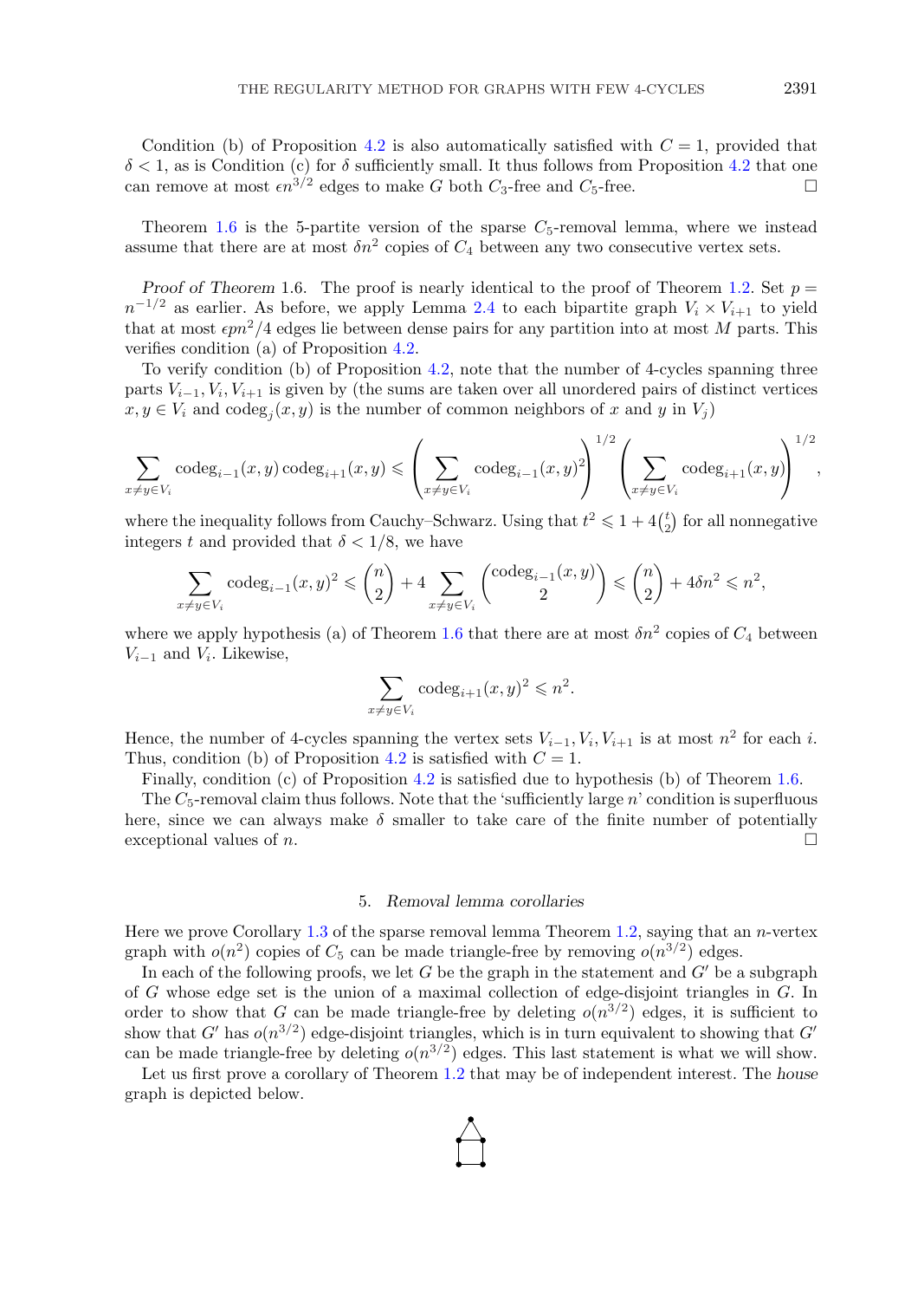Condition (b) of Proposition 4.2 is also automatically satisfied with $C = 1$, provided that $\delta < 1$, as is Condition (c) for $\delta$ sufficiently small. It thus follows from Proposition 4.2 that one can remove at most $\epsilon n^{3/2}$ edges to make $G$ both $C_3$-free and $C_5$-free. □

Theorem 1.6 is the 5-partite version of the sparse $C_5$-removal lemma, where we instead assume that there are at most $\delta n^2$ copies of $C_4$ between any two consecutive vertex sets.

*Proof of Theorem* 1.6. The proof is nearly identical to the proof of Theorem 1.2. Set $p = n^{-1/2}$ as earlier. As before, we apply Lemma 2.4 to each bipartite graph $V_i \times V_{i+1}$ to yield that at most $\epsilon p n^2/4$ edges lie between dense pairs for any partition into at most $M$ parts. This verifies condition (a) of Proposition 4.2.

To verify condition (b) of Proposition 4.2, note that the number of 4-cycles spanning three parts $V_{i-1}, V_i, V_{i+1}$ is given by (the sums are taken over all unordered pairs of distinct vertices $x, y \in V_i$ and $\operatorname{codeg}_j(x, y)$ is the number of common neighbors of $x$ and $y$ in $V_j$)

$$\sum_{x \neq y \in V_i} \operatorname{codeg}_{i-1}(x,y) \operatorname{codeg}_{i+1}(x,y) \leqslant \left( \sum_{x \neq y \in V_i} \operatorname{codeg}_{i-1}(x,y)^2 \right)^{1/2} \left( \sum_{x \neq y \in V_i} \operatorname{codeg}_{i+1}(x,y) \right)^{1/2},$$

where the inequality follows from Cauchy–Schwarz. Using that $t^2 \leqslant 1 + 4\binom{t}{2}$ for all nonnegative integers $t$ and provided that $\delta < 1/8$, we have

$$\sum_{x \neq y \in V_i} \operatorname{codeg}_{i-1}(x,y)^2 \leqslant \binom{n}{2} + 4 \sum_{x \neq y \in V_i} \binom{\operatorname{codeg}_{i-1}(x,y)}{2} \leqslant \binom{n}{2} + 4\delta n^2 \leqslant n^2,$$

where we apply hypothesis (a) of Theorem 1.6 that there are at most $\delta n^2$ copies of $C_4$ between $V_{i-1}$ and $V_i$. Likewise,

$$\sum_{x \neq y \in V_i} \operatorname{codeg}_{i+1}(x,y)^2 \leqslant n^2.$$

Hence, the number of 4-cycles spanning the vertex sets $V_{i-1}, V_i, V_{i+1}$ is at most $n^2$ for each $i$. Thus, condition (b) of Proposition 4.2 is satisfied with $C = 1$.

Finally, condition (c) of Proposition 4.2 is satisfied due to hypothesis (b) of Theorem 1.6.

The $C_5$-removal claim thus follows. Note that the 'sufficiently large $n$' condition is superfluous here, since we can always make $\delta$ smaller to take care of the finite number of potentially exceptional values of $n$. □

## 5. *Removal lemma corollaries*

Here we prove Corollary 1.3 of the sparse removal lemma Theorem 1.2, saying that an $n$-vertex graph with $o(n^2)$ copies of $C_5$ can be made triangle-free by removing $o(n^{3/2})$ edges.

In each of the following proofs, we let $G$ be the graph in the statement and $G'$ be a subgraph of $G$ whose edge set is the union of a maximal collection of edge-disjoint triangles in $G$. In order to show that $G$ can be made triangle-free by deleting $o(n^{3/2})$ edges, it is sufficient to show that $G'$ has $o(n^{3/2})$ edge-disjoint triangles, which is in turn equivalent to showing that $G'$ can be made triangle-free by deleting $o(n^{3/2})$ edges. This last statement is what we will show.

Let us first prove a corollary of Theorem 1.2 that may be of independent interest. The *house* graph is depicted below.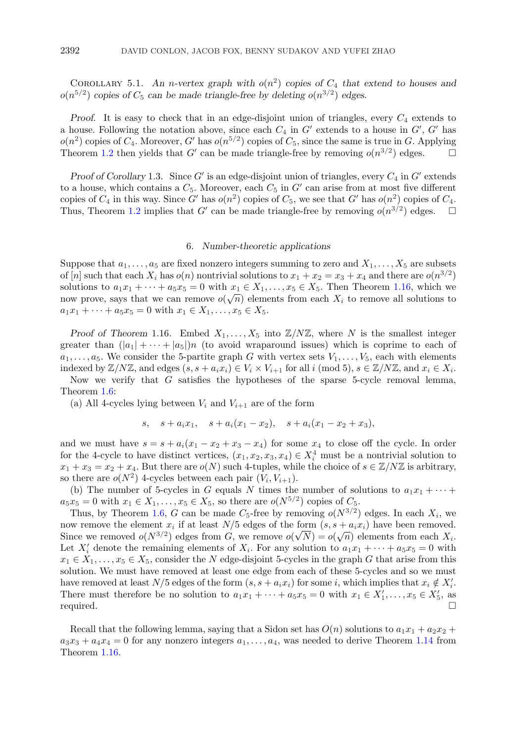Corollary 5.1. *An $n$-vertex graph with $o(n^2)$ copies of $C_4$ that extend to houses and $o(n^{5/2})$ copies of $C_5$ can be made triangle-free by deleting $o(n^{3/2})$ edges.*

*Proof.* It is easy to check that in an edge-disjoint union of triangles, every $C_4$ extends to a house. Following the notation above, since each $C_4$ in $G'$ extends to a house in $G'$, $G'$ has $o(n^2)$ copies of $C_4$. Moreover, $G'$ has $o(n^{5/2})$ copies of $C_5$, since the same is true in $G$. Applying Theorem 1.2 then yields that $G'$ can be made triangle-free by removing $o(n^{3/2})$ edges. □

*Proof of Corollary* 1.3. Since $G'$ is an edge-disjoint union of triangles, every $C_4$ in $G'$ extends to a house, which contains a $C_5$. Moreover, each $C_5$ in $G'$ can arise from at most five different copies of $C_4$ in this way. Since $G'$ has $o(n^2)$ copies of $C_5$, we see that $G'$ has $o(n^2)$ copies of $C_4$. Thus, Theorem 1.2 implies that $G'$ can be made triangle-free by removing $o(n^{3/2})$ edges. □

## 6. *Number-theoretic applications*

Suppose that $a_1, \dots, a_5$ are fixed nonzero integers summing to zero and $X_1, \dots, X_5$ are subsets of $[n]$ such that each $X_i$ has $o(n)$ nontrivial solutions to $x_1 + x_2 = x_3 + x_4$ and there are $o(n^{3/2})$ solutions to $a_1x_1 + \cdots + a_5x_5 = 0$ with $x_1 \in X_1, \dots, x_5 \in X_5$. Then Theorem 1.16, which we now prove, says that we can remove $o(\sqrt{n})$ elements from each $X_i$ to remove all solutions to $a_1x_1 + \cdots + a_5x_5 = 0$ with $x_1 \in X_1, \dots, x_5 \in X_5$.

*Proof of Theorem* 1.16. Embed $X_1, \dots, X_5$ into $\mathbb{Z}/N\mathbb{Z}$, where $N$ is the smallest integer greater than $(|a_1| + \cdots + |a_5|)n$ (to avoid wraparound issues) which is coprime to each of $a_1, \dots, a_5$. We consider the 5-partite graph $G$ with vertex sets $V_1, \dots, V_5$, each with elements indexed by $\mathbb{Z}/N\mathbb{Z}$, and edges $(s, s + a_ix_i) \in V_i \times V_{i+1}$ for all $i \pmod 5$, $s \in \mathbb{Z}/N\mathbb{Z}$, and $x_i \in X_i$.

Now we verify that $G$ satisfies the hypotheses of the sparse 5-cycle removal lemma, Theorem 1.6:

(a) All 4-cycles lying between $V_i$ and $V_{i+1}$ are of the form

$$s, \quad s + a_ix_1, \quad s + a_i(x_1 - x_2), \quad s + a_i(x_1 - x_2 + x_3),$$

and we must have $s = s + a_i(x_1 - x_2 + x_3 - x_4)$ for some $x_4$ to close off the cycle. In order for the 4-cycle to have distinct vertices, $(x_1, x_2, x_3, x_4) \in X_i^4$ must be a nontrivial solution to $x_1 + x_3 = x_2 + x_4$. But there are $o(N)$ such 4-tuples, while the choice of $s \in \mathbb{Z}/N\mathbb{Z}$ is arbitrary, so there are $o(N^2)$ 4-cycles between each pair $(V_i, V_{i+1})$.

(b) The number of 5-cycles in $G$ equals $N$ times the number of solutions to $a_1x_1 + \cdots + a_5x_5 = 0$ with $x_1 \in X_1, \dots, x_5 \in X_5$, so there are $o(N^{5/2})$ copies of $C_5$.

Thus, by Theorem 1.6, $G$ can be made $C_5$-free by removing $o(N^{3/2})$ edges. In each $X_i$, we now remove the element $x_i$ if at least $N/5$ edges of the form $(s, s + a_ix_i)$ have been removed. Since we removed $o(N^{3/2})$ edges from $G$, we remove $o(\sqrt{N}) = o(\sqrt{n})$ elements from each $X_i$. Let $X_i'$ denote the remaining elements of $X_i$. For any solution to $a_1x_1 + \cdots + a_5x_5 = 0$ with $x_1 \in X_1, \dots, x_5 \in X_5$, consider the $N$ edge-disjoint 5-cycles in the graph $G$ that arise from this solution. We must have removed at least one edge from each of these 5-cycles and so we must have removed at least $N/5$ edges of the form $(s, s + a_ix_i)$ for some $i$, which implies that $x_i \notin X_i'$. There must therefore be no solution to $a_1x_1 + \cdots + a_5x_5 = 0$ with $x_1 \in X_1', \dots, x_5 \in X_5'$, as required. □

Recall that the following lemma, saying that a Sidon set has $O(n)$ solutions to $a_1x_1 + a_2x_2 + a_3x_3 + a_4x_4 = 0$ for any nonzero integers $a_1, \dots, a_4$, was needed to derive Theorem 1.14 from Theorem 1.16.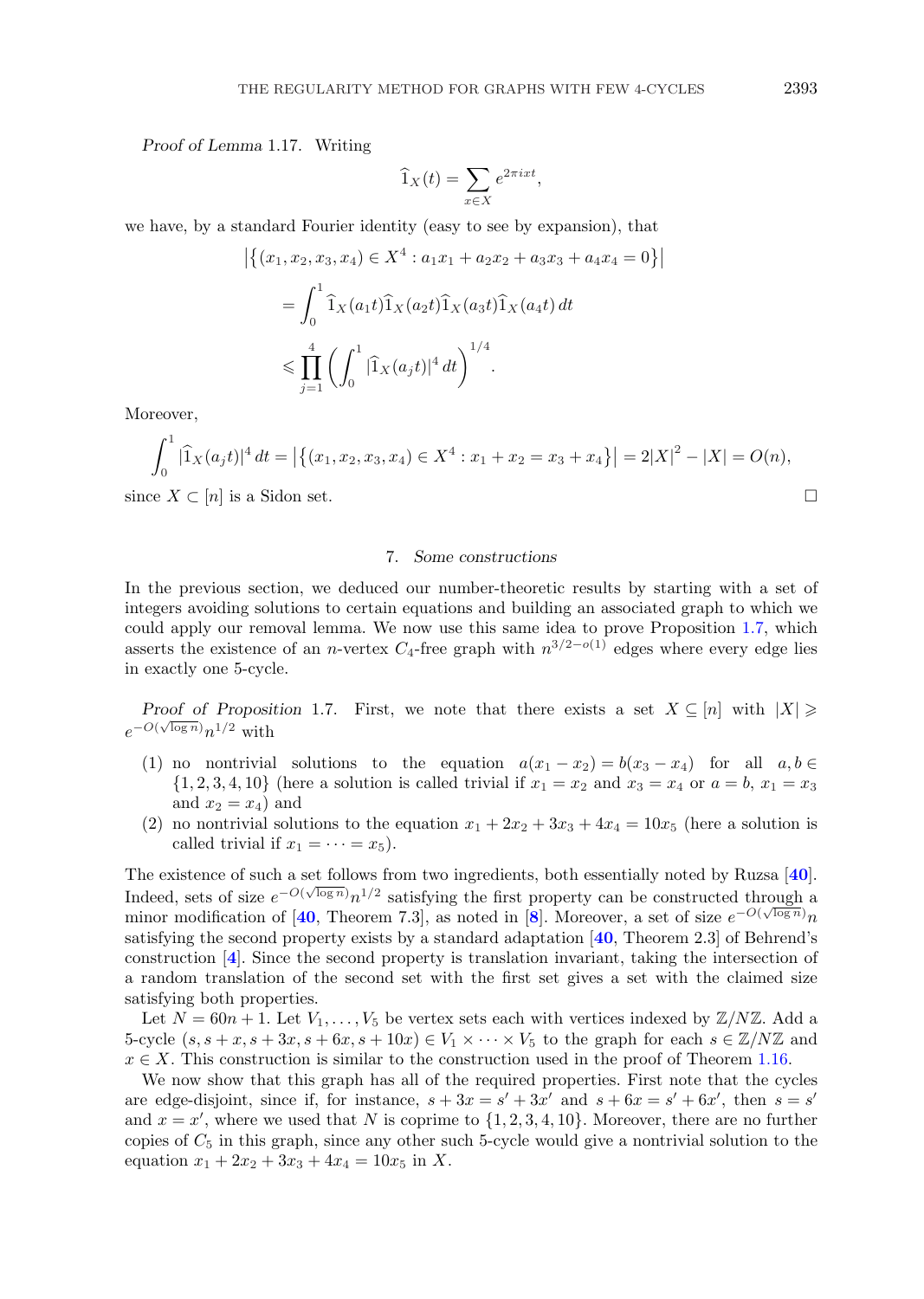*Proof of Lemma* 1.17. Writing

$$\widehat{1}_X(t) = \sum_{x \in X} e^{2\pi i x t},$$

we have, by a standard Fourier identity (easy to see by expansion), that

$$\begin{aligned}
&\left|\left\{(x_1, x_2, x_3, x_4) \in X^4 : a_1 x_1 + a_2 x_2 + a_3 x_3 + a_4 x_4 = 0\right\}\right| \\
&= \int_0^1 \widehat{1}_X(a_1 t)\widehat{1}_X(a_2 t)\widehat{1}_X(a_3 t)\widehat{1}_X(a_4 t)\, dt \\
&\leqslant \prod_{j=1}^{4} \left(\int_0^1 |\widehat{1}_X(a_j t)|^4\, dt\right)^{1/4}.
\end{aligned}$$

Moreover,

$$\int_0^1 |\widehat{1}_X(a_j t)|^4\, dt = \left|\left\{(x_1, x_2, x_3, x_4) \in X^4 : x_1 + x_2 = x_3 + x_4\right\}\right| = 2|X|^2 - |X| = O(n),$$

since $X \subset [n]$ is a Sidon set. □

## 7. *Some constructions*

In the previous section, we deduced our number-theoretic results by starting with a set of integers avoiding solutions to certain equations and building an associated graph to which we could apply our removal lemma. We now use this same idea to prove Proposition 1.7, which asserts the existence of an $n$-vertex $C_4$-free graph with $n^{3/2-o(1)}$ edges where every edge lies in exactly one 5-cycle.

*Proof of Proposition* 1.7. First, we note that there exists a set $X \subseteq [n]$ with $|X| \geqslant e^{-O(\sqrt{\log n})} n^{1/2}$ with

1. no nontrivial solutions to the equation $a(x_1 - x_2) = b(x_3 - x_4)$ for all $a, b \in \{1, 2, 3, 4, 10\}$ (here a solution is called trivial if $x_1 = x_2$ and $x_3 = x_4$ or $a = b$, $x_1 = x_3$ and $x_2 = x_4$) and
2. no nontrivial solutions to the equation $x_1 + 2x_2 + 3x_3 + 4x_4 = 10x_5$ (here a solution is called trivial if $x_1 = \cdots = x_5$).

The existence of such a set follows from two ingredients, both essentially noted by Ruzsa [40]. Indeed, sets of size $e^{-O(\sqrt{\log n})} n^{1/2}$ satisfying the first property can be constructed through a minor modification of [40, Theorem 7.3], as noted in [8]. Moreover, a set of size $e^{-O(\sqrt{\log n})} n$ satisfying the second property exists by a standard adaptation [40, Theorem 2.3] of Behrend's construction [4]. Since the second property is translation invariant, taking the intersection of a random translation of the second set with the first set gives a set with the claimed size satisfying both properties.

Let $N = 60n + 1$. Let $V_1, \ldots, V_5$ be vertex sets each with vertices indexed by $\mathbb{Z}/N\mathbb{Z}$. Add a 5-cycle $(s, s + x, s + 3x, s + 6x, s + 10x) \in V_1 \times \cdots \times V_5$ to the graph for each $s \in \mathbb{Z}/N\mathbb{Z}$ and $x \in X$. This construction is similar to the construction used in the proof of Theorem 1.16.

We now show that this graph has all of the required properties. First note that the cycles are edge-disjoint, since if, for instance, $s + 3x = s' + 3x'$ and $s + 6x = s' + 6x'$, then $s = s'$ and $x = x'$, where we used that $N$ is coprime to $\{1, 2, 3, 4, 10\}$. Moreover, there are no further copies of $C_5$ in this graph, since any other such 5-cycle would give a nontrivial solution to the equation $x_1 + 2x_2 + 3x_3 + 4x_4 = 10x_5$ in $X$.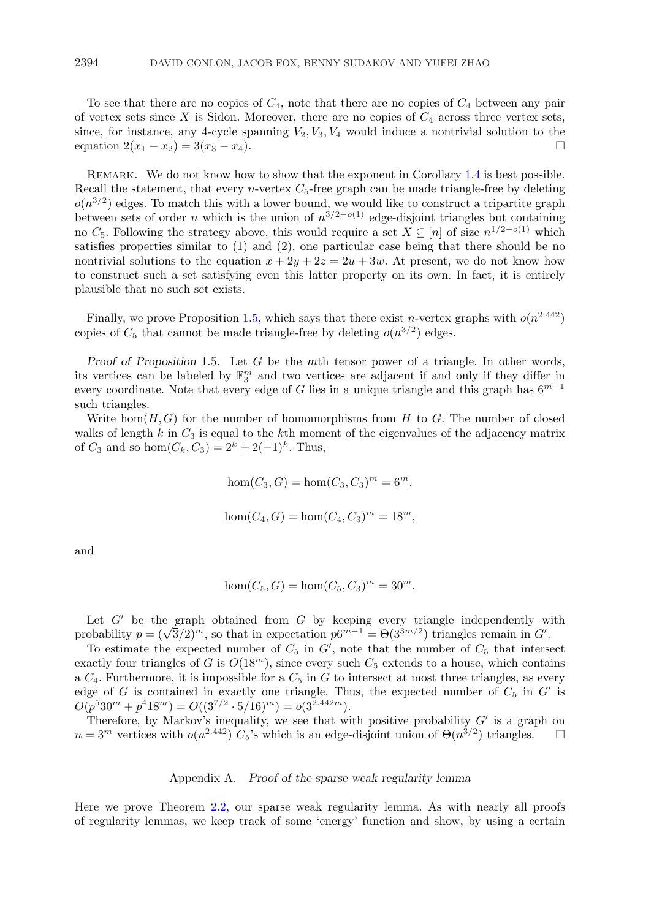To see that there are no copies of $C_4$, note that there are no copies of $C_4$ between any pair of vertex sets since $X$ is Sidon. Moreover, there are no copies of $C_4$ across three vertex sets, since, for instance, any 4-cycle spanning $V_2, V_3, V_4$ would induce a nontrivial solution to the equation $2(x_1 - x_2) = 3(x_3 - x_4)$. □

Remark. We do not know how to show that the exponent in Corollary 1.4 is best possible. Recall the statement, that every $n$-vertex $C_5$-free graph can be made triangle-free by deleting $o(n^{3/2})$ edges. To match this with a lower bound, we would like to construct a tripartite graph between sets of order $n$ which is the union of $n^{3/2-o(1)}$ edge-disjoint triangles but containing no $C_5$. Following the strategy above, this would require a set $X \subseteq [n]$ of size $n^{1/2-o(1)}$ which satisfies properties similar to (1) and (2), one particular case being that there should be no nontrivial solutions to the equation $x + 2y + 2z = 2u + 3w$. At present, we do not know how to construct such a set satisfying even this latter property on its own. In fact, it is entirely plausible that no such set exists.

Finally, we prove Proposition 1.5, which says that there exist $n$-vertex graphs with $o(n^{2.442})$ copies of $C_5$ that cannot be made triangle-free by deleting $o(n^{3/2})$ edges.

*Proof of Proposition* 1.5. Let $G$ be the $m$th tensor power of a triangle. In other words, its vertices can be labeled by $\mathbb{F}_3^m$ and two vertices are adjacent if and only if they differ in every coordinate. Note that every edge of $G$ lies in a unique triangle and this graph has $6^{m-1}$ such triangles.

Write $\hom(H, G)$ for the number of homomorphisms from $H$ to $G$. The number of closed walks of length $k$ in $C_3$ is equal to the $k$th moment of the eigenvalues of the adjacency matrix of $C_3$ and so $\hom(C_k, C_3) = 2^k + 2(-1)^k$. Thus,

$$\hom(C_3, G) = \hom(C_3, C_3)^m = 6^m,$$

$$\hom(C_4, G) = \hom(C_4, C_3)^m = 18^m,$$

and

$$\hom(C_5, G) = \hom(C_5, C_3)^m = 30^m.$$

Let $G'$ be the graph obtained from $G$ by keeping every triangle independently with probability $p = (\sqrt{3}/2)^m$, so that in expectation $p6^{m-1} = \Theta(3^{3m/2})$ triangles remain in $G'$.

To estimate the expected number of $C_5$ in $G'$, note that the number of $C_5$ that intersect exactly four triangles of $G$ is $O(18^m)$, since every such $C_5$ extends to a house, which contains a $C_4$. Furthermore, it is impossible for a $C_5$ in $G$ to intersect at most three triangles, as every edge of $G$ is contained in exactly one triangle. Thus, the expected number of $C_5$ in $G'$ is $O(p^5 30^m + p^4 18^m) = O((3^{7/2} \cdot 5/16)^m) = o(3^{2.442m})$.

Therefore, by Markov's inequality, we see that with positive probability $G'$ is a graph on $n = 3^m$ vertices with $o(n^{2.442})$ $C_5$'s which is an edge-disjoint union of $\Theta(n^{3/2})$ triangles. □

## Appendix A. *Proof of the sparse weak regularity lemma*

Here we prove Theorem 2.2, our sparse weak regularity lemma. As with nearly all proofs of regularity lemmas, we keep track of some 'energy' function and show, by using a certain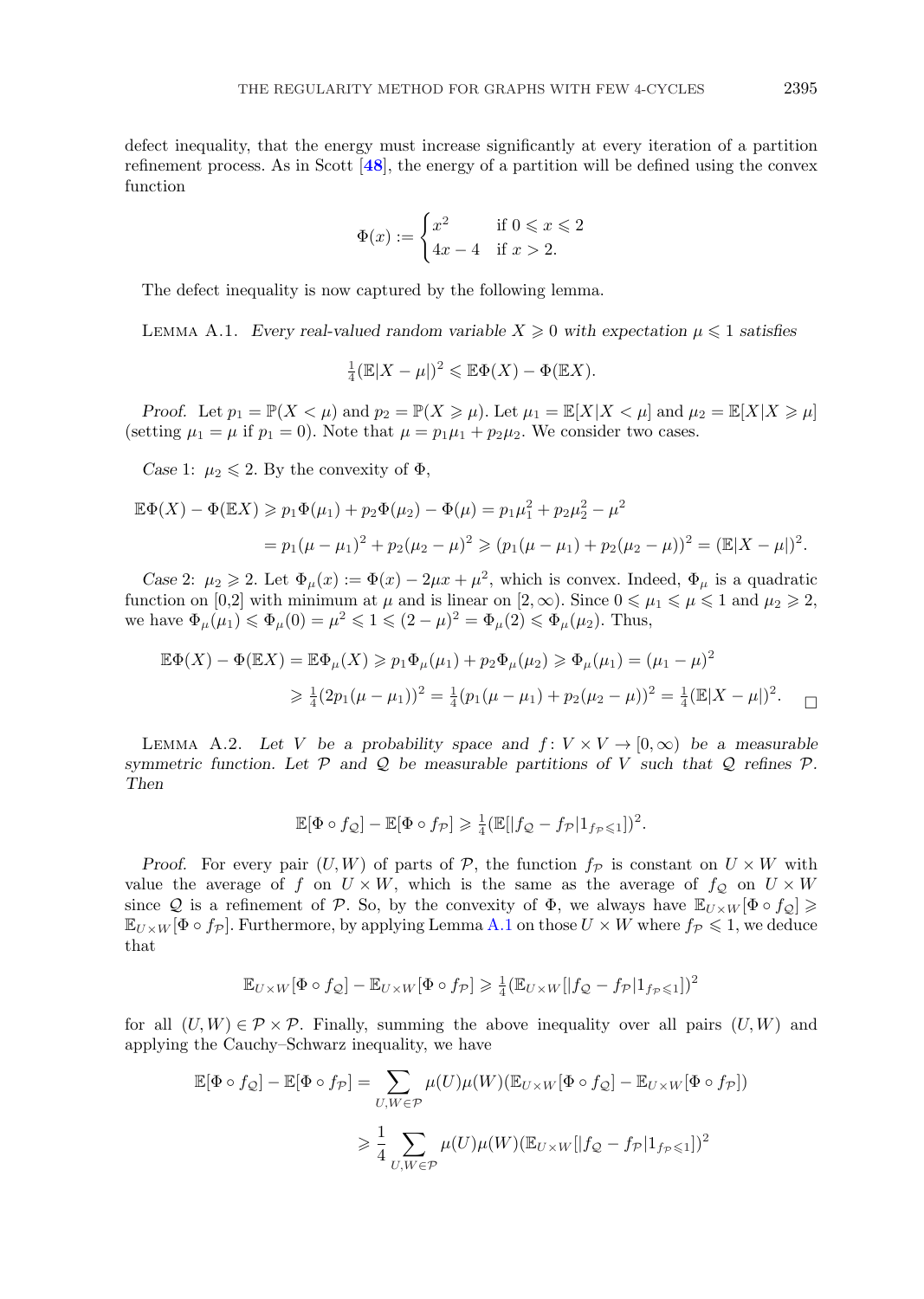defect inequality, that the energy must increase significantly at every iteration of a partition refinement process. As in Scott [48], the energy of a partition will be defined using the convex function

$$\Phi(x) := \begin{cases} x^2 & \text{if } 0 \leqslant x \leqslant 2 \\ 4x - 4 & \text{if } x > 2. \end{cases}$$

The defect inequality is now captured by the following lemma.

Lemma A.1. *Every real-valued random variable $X \geqslant 0$ with expectation $\mu \leqslant 1$ satisfies*

$$\tfrac{1}{4}(\mathbb{E}|X - \mu|)^2 \leqslant \mathbb{E}\Phi(X) - \Phi(\mathbb{E}X).$$

*Proof.* Let $p_1 = \mathbb{P}(X < \mu)$ and $p_2 = \mathbb{P}(X \geqslant \mu)$. Let $\mu_1 = \mathbb{E}[X | X < \mu]$ and $\mu_2 = \mathbb{E}[X | X \geqslant \mu]$ (setting $\mu_1 = \mu$ if $p_1 = 0$). Note that $\mu = p_1\mu_1 + p_2\mu_2$. We consider two cases.

*Case* 1: $\mu_2 \leqslant 2$. By the convexity of $\Phi$,

$$\begin{aligned}\mathbb{E}\Phi(X) - \Phi(\mathbb{E}X) &\geqslant p_1\Phi(\mu_1) + p_2\Phi(\mu_2) - \Phi(\mu) = p_1\mu_1^2 + p_2\mu_2^2 - \mu^2 \\ &= p_1(\mu - \mu_1)^2 + p_2(\mu_2 - \mu)^2 \geqslant (p_1(\mu - \mu_1) + p_2(\mu_2 - \mu))^2 = (\mathbb{E}|X - \mu|)^2.\end{aligned}$$

*Case* 2: $\mu_2 \geqslant 2$. Let $\Phi_\mu(x) := \Phi(x) - 2\mu x + \mu^2$, which is convex. Indeed, $\Phi_\mu$ is a quadratic function on [0,2] with minimum at $\mu$ and is linear on $[2, \infty)$. Since $0 \leqslant \mu_1 \leqslant \mu \leqslant 1$ and $\mu_2 \geqslant 2$, we have $\Phi_\mu(\mu_1) \leqslant \Phi_\mu(0) = \mu^2 \leqslant 1 \leqslant (2 - \mu)^2 = \Phi_\mu(2) \leqslant \Phi_\mu(\mu_2)$. Thus,

$$\begin{aligned}\mathbb{E}\Phi(X) - \Phi(\mathbb{E}X) &= \mathbb{E}\Phi_\mu(X) \geqslant p_1\Phi_\mu(\mu_1) + p_2\Phi_\mu(\mu_2) \geqslant \Phi_\mu(\mu_1) = (\mu_1 - \mu)^2 \\ &\geqslant \tfrac{1}{4}(2p_1(\mu - \mu_1))^2 = \tfrac{1}{4}(p_1(\mu - \mu_1) + p_2(\mu_2 - \mu))^2 = \tfrac{1}{4}(\mathbb{E}|X - \mu|)^2.\end{aligned}$$

$\square$

Lemma A.2. *Let $V$ be a probability space and $f\colon V \times V \to [0, \infty)$ be a measurable symmetric function. Let $\mathcal{P}$ and $\mathcal{Q}$ be measurable partitions of $V$ such that $\mathcal{Q}$ refines $\mathcal{P}$. Then*

$$\mathbb{E}[\Phi \circ f_{\mathcal{Q}}] - \mathbb{E}[\Phi \circ f_{\mathcal{P}}] \geqslant \tfrac{1}{4}(\mathbb{E}[|f_{\mathcal{Q}} - f_{\mathcal{P}}| 1_{f_{\mathcal{P}} \leqslant 1}])^2.$$

*Proof.* For every pair $(U, W)$ of parts of $\mathcal{P}$, the function $f_{\mathcal{P}}$ is constant on $U \times W$ with value the average of $f$ on $U \times W$, which is the same as the average of $f_{\mathcal{Q}}$ on $U \times W$ since $\mathcal{Q}$ is a refinement of $\mathcal{P}$. So, by the convexity of $\Phi$, we always have $\mathbb{E}_{U\times W}[\Phi \circ f_{\mathcal{Q}}] \geqslant \mathbb{E}_{U\times W}[\Phi \circ f_{\mathcal{P}}]$. Furthermore, by applying Lemma A.1 on those $U \times W$ where $f_{\mathcal{P}} \leqslant 1$, we deduce that

$$\mathbb{E}_{U\times W}[\Phi \circ f_{\mathcal{Q}}] - \mathbb{E}_{U\times W}[\Phi \circ f_{\mathcal{P}}] \geqslant \tfrac{1}{4}(\mathbb{E}_{U\times W}[|f_{\mathcal{Q}} - f_{\mathcal{P}}| 1_{f_{\mathcal{P}} \leqslant 1}])^2$$

for all $(U, W) \in \mathcal{P} \times \mathcal{P}$. Finally, summing the above inequality over all pairs $(U, W)$ and applying the Cauchy–Schwarz inequality, we have

$$\begin{aligned}\mathbb{E}[\Phi \circ f_{\mathcal{Q}}] - \mathbb{E}[\Phi \circ f_{\mathcal{P}}] &= \sum_{U,W\in\mathcal{P}} \mu(U)\mu(W)(\mathbb{E}_{U\times W}[\Phi \circ f_{\mathcal{Q}}] - \mathbb{E}_{U\times W}[\Phi \circ f_{\mathcal{P}}]) \\ &\geqslant \frac{1}{4} \sum_{U,W\in\mathcal{P}} \mu(U)\mu(W)(\mathbb{E}_{U\times W}[|f_{\mathcal{Q}} - f_{\mathcal{P}}| 1_{f_{\mathcal{P}} \leqslant 1}])^2\end{aligned}$$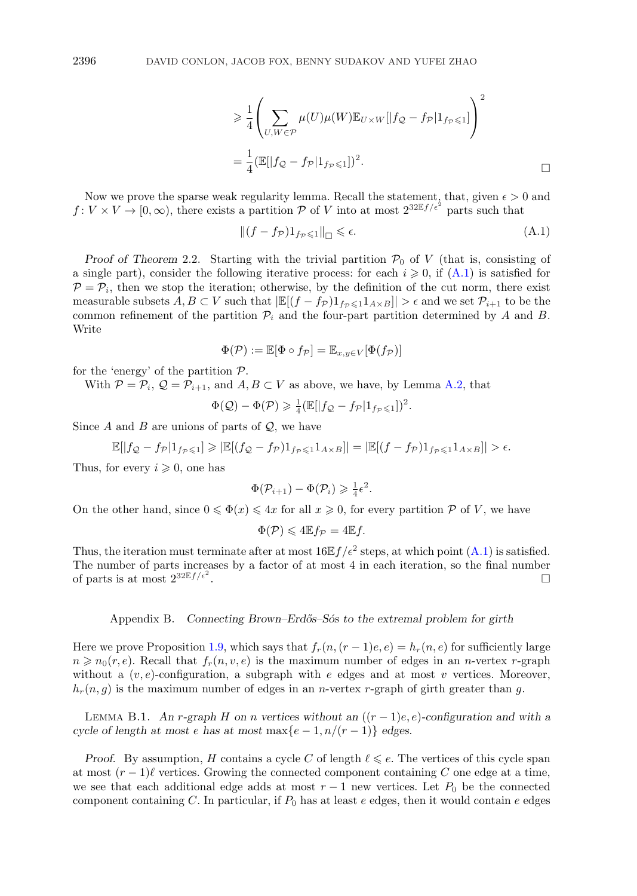$$\geqslant \frac{1}{4}\left(\sum_{U,W\in\mathcal{P}} \mu(U)\mu(W)\mathbb{E}_{U\times W}[|f_{\mathcal{Q}} - f_{\mathcal{P}}|1_{f_{\mathcal{P}}\leqslant 1}]\right)^2$$

$$= \frac{1}{4}(\mathbb{E}[|f_{\mathcal{Q}} - f_{\mathcal{P}}|1_{f_{\mathcal{P}}\leqslant 1}])^2. \qquad \square$$

Now we prove the sparse weak regularity lemma. Recall the statement, that, given $\epsilon > 0$ and $f\colon V\times V \to [0,\infty)$, there exists a partition $\mathcal{P}$ of $V$ into at most $2^{32\mathbb{E}f/\epsilon^2}$ parts such that

$$\|(f - f_{\mathcal{P}})1_{f_{\mathcal{P}}\leqslant 1}\|_{\square} \leqslant \epsilon. \tag{A.1}$$

*Proof of Theorem* 2.2. Starting with the trivial partition $\mathcal{P}_0$ of $V$ (that is, consisting of a single part), consider the following iterative process: for each $i \geqslant 0$, if (A.1) is satisfied for $\mathcal{P} = \mathcal{P}_i$, then we stop the iteration; otherwise, by the definition of the cut norm, there exist measurable subsets $A, B \subset V$ such that $|\mathbb{E}[(f - f_{\mathcal{P}})1_{f_{\mathcal{P}}\leqslant 1}1_{A\times B}]| > \epsilon$ and we set $\mathcal{P}_{i+1}$ to be the common refinement of the partition $\mathcal{P}_i$ and the four-part partition determined by $A$ and $B$. Write

$$\Phi(\mathcal{P}) := \mathbb{E}[\Phi\circ f_{\mathcal{P}}] = \mathbb{E}_{x,y\in V}[\Phi(f_{\mathcal{P}})]$$

for the 'energy' of the partition $\mathcal{P}$.

With $\mathcal{P} = \mathcal{P}_i$, $\mathcal{Q} = \mathcal{P}_{i+1}$, and $A, B \subset V$ as above, we have, by Lemma A.2, that

$$\Phi(\mathcal{Q}) - \Phi(\mathcal{P}) \geqslant \tfrac{1}{4}(\mathbb{E}[|f_{\mathcal{Q}} - f_{\mathcal{P}}|1_{f_{\mathcal{P}}\leqslant 1}])^2.$$

Since $A$ and $B$ are unions of parts of $\mathcal{Q}$, we have

$$\mathbb{E}[|f_{\mathcal{Q}} - f_{\mathcal{P}}|1_{f_{\mathcal{P}}\leqslant 1}] \geqslant |\mathbb{E}[(f_{\mathcal{Q}} - f_{\mathcal{P}})1_{f_{\mathcal{P}}\leqslant 1}1_{A\times B}]| = |\mathbb{E}[(f - f_{\mathcal{P}})1_{f_{\mathcal{P}}\leqslant 1}1_{A\times B}]| > \epsilon.$$

Thus, for every $i \geqslant 0$, one has

$$\Phi(\mathcal{P}_{i+1}) - \Phi(\mathcal{P}_i) \geqslant \tfrac{1}{4}\epsilon^2.$$

On the other hand, since $0 \leqslant \Phi(x) \leqslant 4x$ for all $x \geqslant 0$, for every partition $\mathcal{P}$ of $V$, we have

$$\Phi(\mathcal{P}) \leqslant 4\mathbb{E}f_{\mathcal{P}} = 4\mathbb{E}f.$$

Thus, the iteration must terminate after at most $16\mathbb{E}f/\epsilon^2$ steps, at which point (A.1) is satisfied. The number of parts increases by a factor of at most 4 in each iteration, so the final number of parts is at most $2^{32\mathbb{E}f/\epsilon^2}$. $\square$

## Appendix B. *Connecting Brown–Erdős–Sós to the extremal problem for girth*

Here we prove Proposition 1.9, which says that $f_r(n,(r-1)e,e) = h_r(n,e)$ for sufficiently large $n \geqslant n_0(r,e)$. Recall that $f_r(n,v,e)$ is the maximum number of edges in an $n$-vertex $r$-graph without a $(v,e)$-configuration, a subgraph with $e$ edges and at most $v$ vertices. Moreover, $h_r(n,g)$ is the maximum number of edges in an $n$-vertex $r$-graph of girth greater than $g$.

Lemma B.1. *An $r$-graph $H$ on $n$ vertices without an $((r-1)e,e)$-configuration and with a cycle of length at most $e$ has at most* $\max\{e-1, n/(r-1)\}$ *edges.*

*Proof.* By assumption, $H$ contains a cycle $C$ of length $\ell \leqslant e$. The vertices of this cycle span at most $(r-1)\ell$ vertices. Growing the connected component containing $C$ one edge at a time, we see that each additional edge adds at most $r-1$ new vertices. Let $P_0$ be the connected component containing $C$. In particular, if $P_0$ has at least $e$ edges, then it would contain $e$ edges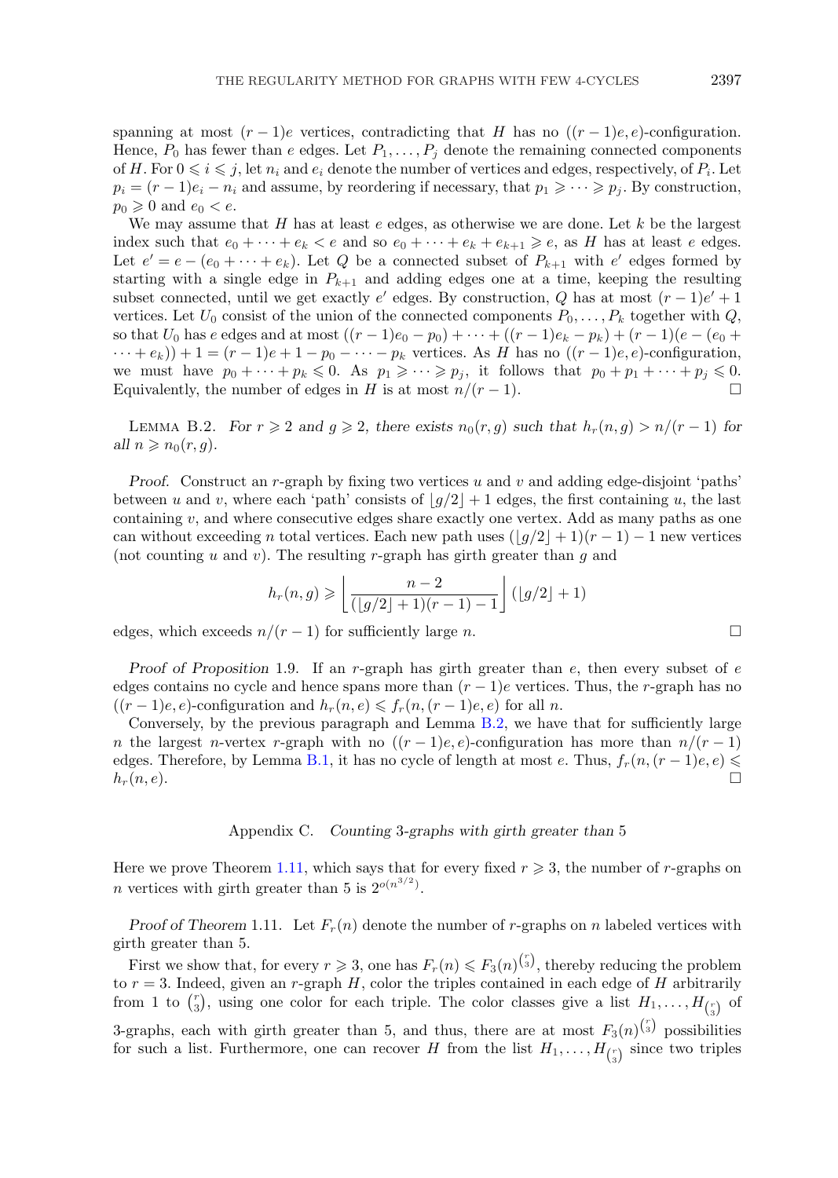spanning at most $(r-1)e$ vertices, contradicting that $H$ has no $((r-1)e,e)$-configuration. Hence, $P_0$ has fewer than $e$ edges. Let $P_1,\dots,P_j$ denote the remaining connected components of $H$. For $0 \leqslant i \leqslant j$, let $n_i$ and $e_i$ denote the number of vertices and edges, respectively, of $P_i$. Let $p_i = (r-1)e_i - n_i$ and assume, by reordering if necessary, that $p_1 \geqslant \cdots \geqslant p_j$. By construction, $p_0 \geqslant 0$ and $e_0 < e$.

We may assume that $H$ has at least $e$ edges, as otherwise we are done. Let $k$ be the largest index such that $e_0 + \cdots + e_k < e$ and so $e_0 + \cdots + e_k + e_{k+1} \geqslant e$, as $H$ has at least $e$ edges. Let $e' = e - (e_0 + \cdots + e_k)$. Let $Q$ be a connected subset of $P_{k+1}$ with $e'$ edges formed by starting with a single edge in $P_{k+1}$ and adding edges one at a time, keeping the resulting subset connected, until we get exactly $e'$ edges. By construction, $Q$ has at most $(r-1)e'+1$ vertices. Let $U_0$ consist of the union of the connected components $P_0,\dots,P_k$ together with $Q$, so that $U_0$ has $e$ edges and at most $((r-1)e_0 - p_0) + \cdots + ((r-1)e_k - p_k) + (r-1)(e-(e_0 + \cdots + e_k)) + 1 = (r-1)e + 1 - p_0 - \cdots - p_k$ vertices. As $H$ has no $((r-1)e,e)$-configuration, we must have $p_0 + \cdots + p_k \leqslant 0$. As $p_1 \geqslant \cdots \geqslant p_j$, it follows that $p_0 + p_1 + \cdots + p_j \leqslant 0$. Equivalently, the number of edges in $H$ is at most $n/(r-1)$. $\square$

**Lemma B.2.** *For $r \geqslant 2$ and $g \geqslant 2$, there exists $n_0(r,g)$ such that $h_r(n,g) > n/(r-1)$ for all $n \geqslant n_0(r,g)$.*

*Proof.* Construct an $r$-graph by fixing two vertices $u$ and $v$ and adding edge-disjoint 'paths' between $u$ and $v$, where each 'path' consists of $\lfloor g/2 \rfloor + 1$ edges, the first containing $u$, the last containing $v$, and where consecutive edges share exactly one vertex. Add as many paths as one can without exceeding $n$ total vertices. Each new path uses $(\lfloor g/2 \rfloor + 1)(r-1) - 1$ new vertices (not counting $u$ and $v$). The resulting $r$-graph has girth greater than $g$ and

$$h_r(n,g) \geqslant \left\lfloor \frac{n-2}{(\lfloor g/2 \rfloor + 1)(r-1) - 1} \right\rfloor (\lfloor g/2 \rfloor + 1)$$

edges, which exceeds $n/(r-1)$ for sufficiently large $n$. $\square$

*Proof of Proposition* 1.9. If an $r$-graph has girth greater than $e$, then every subset of $e$ edges contains no cycle and hence spans more than $(r-1)e$ vertices. Thus, the $r$-graph has no $((r-1)e,e)$-configuration and $h_r(n,e) \leqslant f_r(n,(r-1)e,e)$ for all $n$.

Conversely, by the previous paragraph and Lemma B.2, we have that for sufficiently large $n$ the largest $n$-vertex $r$-graph with no $((r-1)e,e)$-configuration has more than $n/(r-1)$ edges. Therefore, by Lemma B.1, it has no cycle of length at most $e$. Thus, $f_r(n,(r-1)e,e) \leqslant h_r(n,e)$. $\square$

## Appendix C. *Counting 3-graphs with girth greater than 5*

Here we prove Theorem 1.11, which says that for every fixed $r \geqslant 3$, the number of $r$-graphs on $n$ vertices with girth greater than 5 is $2^{o(n^{3/2})}$.

*Proof of Theorem* 1.11. Let $F_r(n)$ denote the number of $r$-graphs on $n$ labeled vertices with girth greater than 5.

First we show that, for every $r \geqslant 3$, one has $F_r(n) \leqslant F_3(n)^{\binom{r}{3}}$, thereby reducing the problem to $r=3$. Indeed, given an $r$-graph $H$, color the triples contained in each edge of $H$ arbitrarily from 1 to $\binom{r}{3}$, using one color for each triple. The color classes give a list $H_1,\dots,H_{\binom{r}{3}}$ of 3-graphs, each with girth greater than 5, and thus, there are at most $F_3(n)^{\binom{r}{3}}$ possibilities for such a list. Furthermore, one can recover $H$ from the list $H_1,\dots,H_{\binom{r}{3}}$ since two triples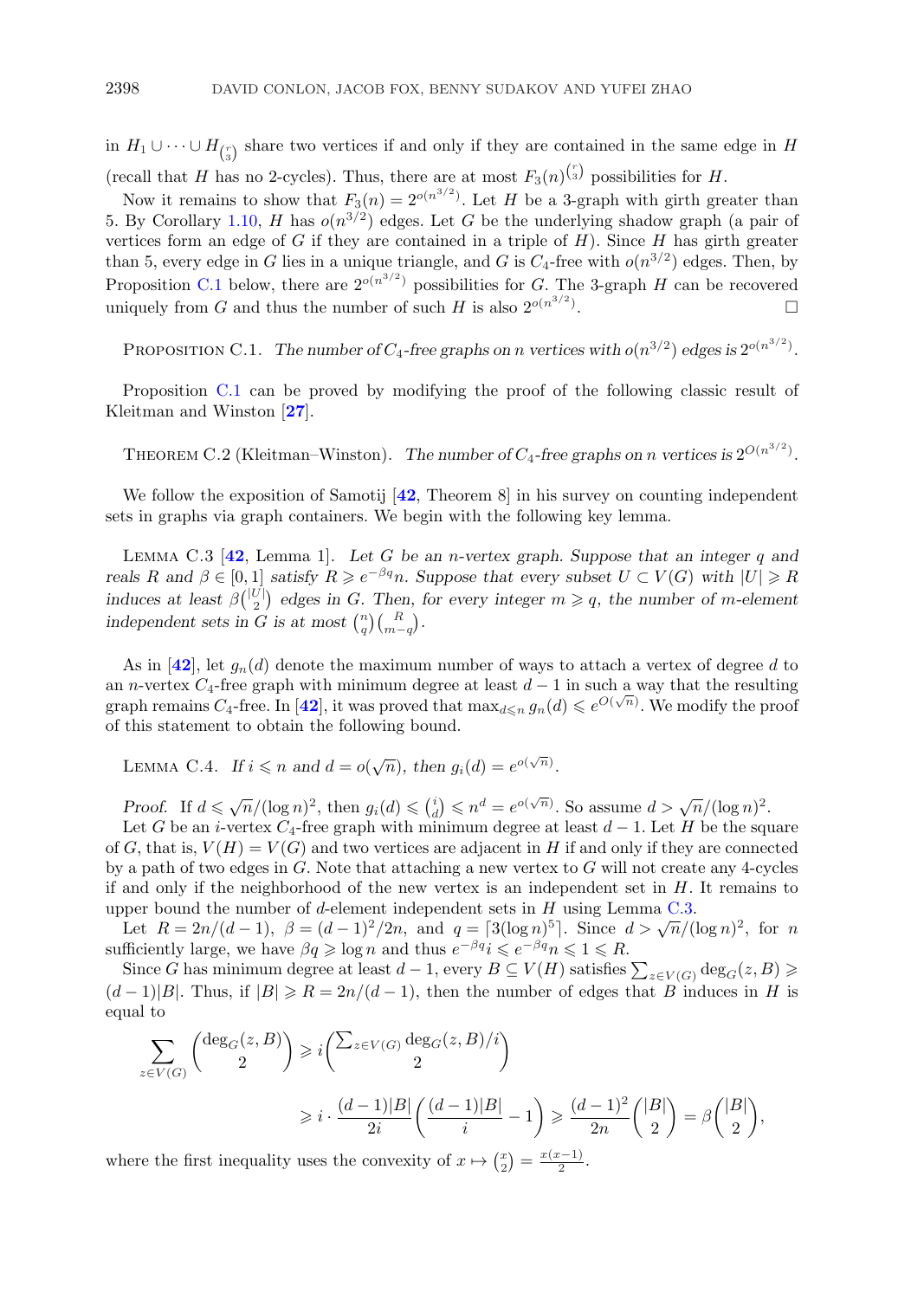in $H_1 \cup \cdots \cup H_{\binom{r}{3}}$ share two vertices if and only if they are contained in the same edge in $H$ (recall that $H$ has no 2-cycles). Thus, there are at most $F_3(n)^{\binom{r}{3}}$ possibilities for $H$.

Now it remains to show that $F_3(n) = 2^{o(n^{3/2})}$. Let $H$ be a 3-graph with girth greater than 5. By Corollary 1.10, $H$ has $o(n^{3/2})$ edges. Let $G$ be the underlying shadow graph (a pair of vertices form an edge of $G$ if they are contained in a triple of $H$). Since $H$ has girth greater than 5, every edge in $G$ lies in a unique triangle, and $G$ is $C_4$-free with $o(n^{3/2})$ edges. Then, by Proposition C.1 below, there are $2^{o(n^{3/2})}$ possibilities for $G$. The 3-graph $H$ can be recovered uniquely from $G$ and thus the number of such $H$ is also $2^{o(n^{3/2})}$. $\square$

PROPOSITION C.1. *The number of $C_4$-free graphs on $n$ vertices with $o(n^{3/2})$ edges is $2^{o(n^{3/2})}$.*

Proposition C.1 can be proved by modifying the proof of the following classic result of Kleitman and Winston [27].

THEOREM C.2 (Kleitman–Winston). *The number of $C_4$-free graphs on $n$ vertices is $2^{O(n^{3/2})}$.*

We follow the exposition of Samotij [42, Theorem 8] in his survey on counting independent sets in graphs via graph containers. We begin with the following key lemma.

LEMMA C.3 [42, Lemma 1]. *Let $G$ be an $n$-vertex graph. Suppose that an integer $q$ and reals $R$ and $\beta \in [0,1]$ satisfy $R \geqslant e^{-\beta q} n$. Suppose that every subset $U \subset V(G)$ with $|U| \geqslant R$ induces at least $\beta\binom{|U|}{2}$ edges in $G$. Then, for every integer $m \geqslant q$, the number of $m$-element independent sets in $G$ is at most $\binom{n}{q}\binom{R}{m-q}$.*

As in [42], let $g_n(d)$ denote the maximum number of ways to attach a vertex of degree $d$ to an $n$-vertex $C_4$-free graph with minimum degree at least $d-1$ in such a way that the resulting graph remains $C_4$-free. In [42], it was proved that $\max_{d \leqslant n} g_n(d) \leqslant e^{O(\sqrt{n})}$. We modify the proof of this statement to obtain the following bound.

LEMMA C.4. *If $i \leqslant n$ and $d = o(\sqrt{n})$, then $g_i(d) = e^{o(\sqrt{n})}$.*

*Proof.* If $d \leqslant \sqrt{n}/(\log n)^2$, then $g_i(d) \leqslant \binom{i}{d} \leqslant n^d = e^{o(\sqrt{n})}$. So assume $d > \sqrt{n}/(\log n)^2$.

Let $G$ be an $i$-vertex $C_4$-free graph with minimum degree at least $d-1$. Let $H$ be the square of $G$, that is, $V(H) = V(G)$ and two vertices are adjacent in $H$ if and only if they are connected by a path of two edges in $G$. Note that attaching a new vertex to $G$ will not create any 4-cycles if and only if the neighborhood of the new vertex is an independent set in $H$. It remains to upper bound the number of $d$-element independent sets in $H$ using Lemma C.3.

Let $R = 2n/(d-1)$, $\beta = (d-1)^2/2n$, and $q = \lceil 3(\log n)^5 \rceil$. Since $d > \sqrt{n}/(\log n)^2$, for $n$ sufficiently large, we have $\beta q \geqslant \log n$ and thus $e^{-\beta q} i \leqslant e^{-\beta q} n \leqslant 1 \leqslant R$.

Since $G$ has minimum degree at least $d-1$, every $B \subseteq V(H)$ satisfies $\sum_{z \in V(G)} \deg_G(z, B) \geqslant (d-1)|B|$. Thus, if $|B| \geqslant R = 2n/(d-1)$, then the number of edges that $B$ induces in $H$ is equal to

$$\sum_{z \in V(G)} \binom{\deg_G(z,B)}{2} \geqslant i \binom{\sum_{z \in V(G)} \deg_G(z,B)/i}{2}$$

$$\geqslant i \cdot \frac{(d-1)|B|}{2i}\left(\frac{(d-1)|B|}{i} - 1\right) \geqslant \frac{(d-1)^2}{2n}\binom{|B|}{2} = \beta\binom{|B|}{2},$$

where the first inequality uses the convexity of $x \mapsto \binom{x}{2} = \frac{x(x-1)}{2}$.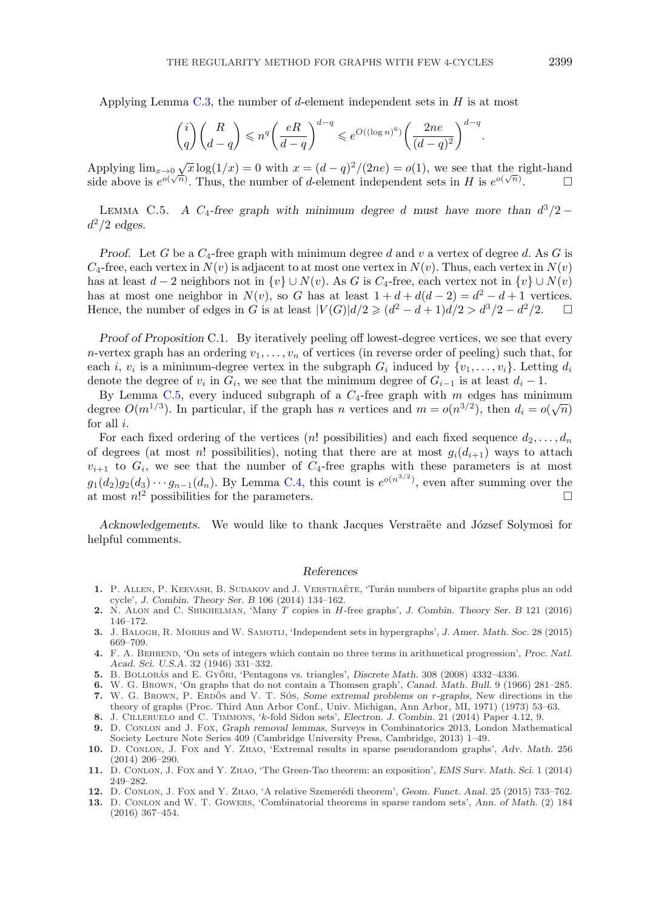Applying Lemma C.3, the number of $d$-element independent sets in $H$ is at most

$$\binom{i}{q}\binom{R}{d-q} \leqslant n^q \left(\frac{eR}{d-q}\right)^{d-q} \leqslant e^{O((\log n)^6)} \left(\frac{2ne}{(d-q)^2}\right)^{d-q}.$$

Applying $\lim_{x\to 0} \sqrt{x}\log(1/x) = 0$ with $x = (d-q)^2/(2ne) = o(1)$, we see that the right-hand side above is $e^{o(\sqrt{n})}$. Thus, the number of $d$-element independent sets in $H$ is $e^{o(\sqrt{n})}$. □

Lemma C.5. *A $C_4$-free graph with minimum degree $d$ must have more than $d^3/2 - d^2/2$ edges.*

*Proof.* Let $G$ be a $C_4$-free graph with minimum degree $d$ and $v$ a vertex of degree $d$. As $G$ is $C_4$-free, each vertex in $N(v)$ is adjacent to at most one vertex in $N(v)$. Thus, each vertex in $N(v)$ has at least $d-2$ neighbors not in $\{v\} \cup N(v)$. As $G$ is $C_4$-free, each vertex not in $\{v\} \cup N(v)$ has at most one neighbor in $N(v)$, so $G$ has at least $1 + d + d(d-2) = d^2 - d + 1$ vertices. Hence, the number of edges in $G$ is at least $|V(G)|d/2 \geqslant (d^2 - d + 1)d/2 > d^3/2 - d^2/2$. □

*Proof of Proposition* C.1. By iteratively peeling off lowest-degree vertices, we see that every $n$-vertex graph has an ordering $v_1, \ldots, v_n$ of vertices (in reverse order of peeling) such that, for each $i$, $v_i$ is a minimum-degree vertex in the subgraph $G_i$ induced by $\{v_1, \ldots, v_i\}$. Letting $d_i$ denote the degree of $v_i$ in $G_i$, we see that the minimum degree of $G_{i-1}$ is at least $d_i - 1$.

By Lemma C.5, every induced subgraph of a $C_4$-free graph with $m$ edges has minimum degree $O(m^{1/3})$. In particular, if the graph has $n$ vertices and $m = o(n^{3/2})$, then $d_i = o(\sqrt{n})$ for all $i$.

For each fixed ordering of the vertices ($n!$ possibilities) and each fixed sequence $d_2, \ldots, d_n$ of degrees (at most $n!$ possibilities), noting that there are at most $g_i(d_{i+1})$ ways to attach $v_{i+1}$ to $G_i$, we see that the number of $C_4$-free graphs with these parameters is at most $g_1(d_2)g_2(d_3)\cdots g_{n-1}(d_n)$. By Lemma C.4, this count is $e^{o(n^{3/2})}$, even after summing over the at most $n!^2$ possibilities for the parameters. □

*Acknowledgements.* We would like to thank Jacques Verstraëte and József Solymosi for helpful comments.

## References

1. P. Allen, P. Keevash, B. Sudakov and J. Verstraëte, 'Turán numbers of bipartite graphs plus an odd cycle', *J. Combin. Theory Ser. B* 106 (2014) 134–162.
2. N. Alon and C. Shikhelman, 'Many $T$ copies in $H$-free graphs', *J. Combin. Theory Ser. B* 121 (2016) 146–172.
3. J. Balogh, R. Morris and W. Samotij, 'Independent sets in hypergraphs', *J. Amer. Math. Soc.* 28 (2015) 669–709.
4. F. A. Behrend, 'On sets of integers which contain no three terms in arithmetical progression', *Proc. Natl. Acad. Sci. U.S.A.* 32 (1946) 331–332.
5. B. Bollobás and E. Győri, 'Pentagons vs. triangles', *Discrete Math.* 308 (2008) 4332–4336.
6. W. G. Brown, 'On graphs that do not contain a Thomsen graph', *Canad. Math. Bull.* 9 (1966) 281–285.
7. W. G. Brown, P. Erdős and V. T. Sós, *Some extremal problems on r-graphs*, New directions in the theory of graphs (Proc. Third Ann Arbor Conf., Univ. Michigan, Ann Arbor, MI, 1971) (1973) 53–63.
8. J. Cilleruelo and C. Timmons, '$k$-fold Sidon sets', *Electron. J. Combin.* 21 (2014) Paper 4.12, 9.
9. D. Conlon and J. Fox, *Graph removal lemmas*, Surveys in Combinatorics 2013, London Mathematical Society Lecture Note Series 409 (Cambridge University Press, Cambridge, 2013) 1–49.
10. D. Conlon, J. Fox and Y. Zhao, 'Extremal results in sparse pseudorandom graphs', *Adv. Math.* 256 (2014) 206–290.
11. D. Conlon, J. Fox and Y. Zhao, 'The Green-Tao theorem: an exposition', *EMS Surv. Math. Sci.* 1 (2014) 249–282.
12. D. Conlon, J. Fox and Y. Zhao, 'A relative Szemerédi theorem', *Geom. Funct. Anal.* 25 (2015) 733–762.
13. D. Conlon and W. T. Gowers, 'Combinatorial theorems in sparse random sets', *Ann. of Math.* (2) 184 (2016) 367–454.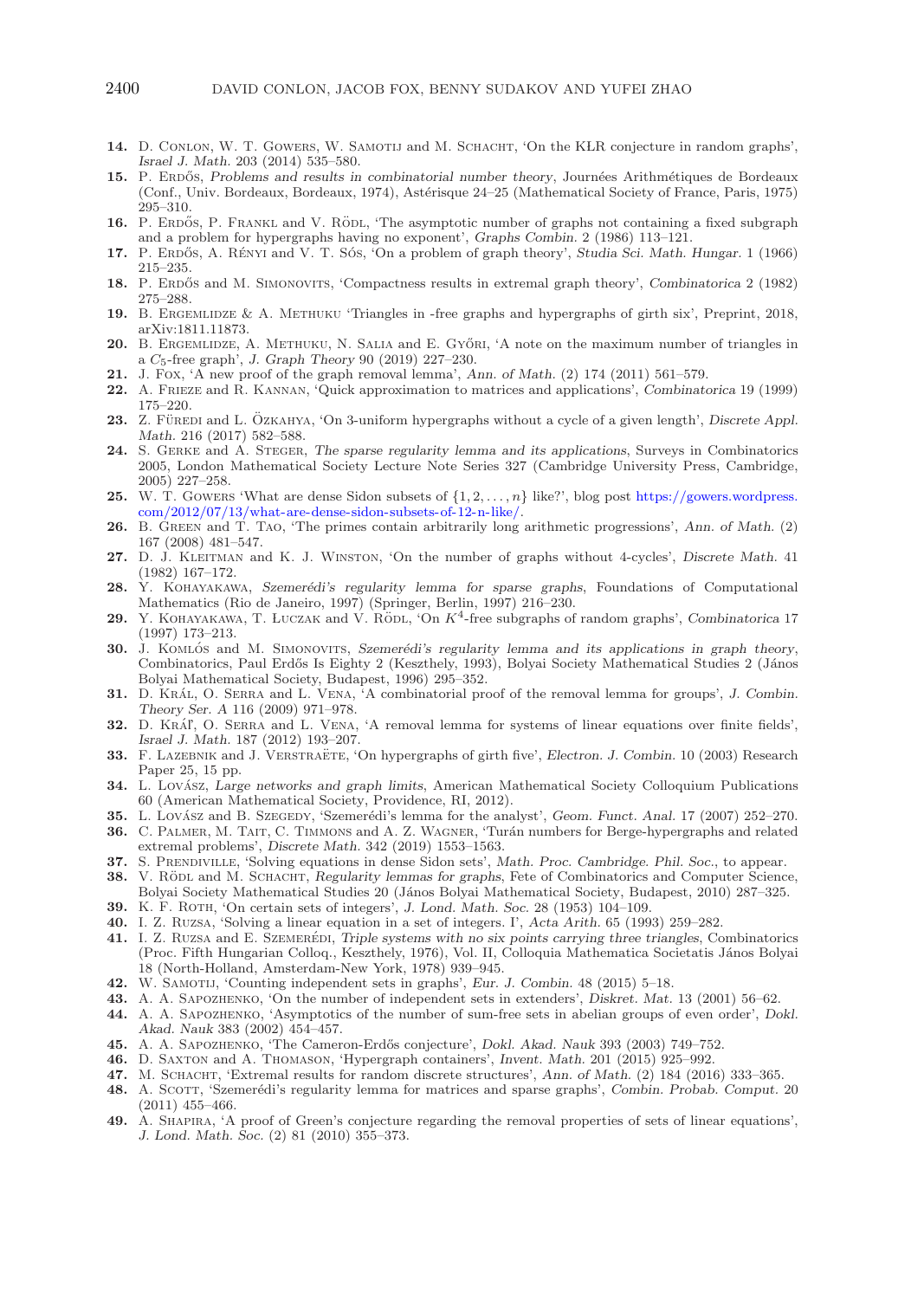**14.** D. Conlon, W. T. Gowers, W. Samotij and M. Schacht, 'On the KLR conjecture in random graphs', *Israel J. Math.* 203 (2014) 535–580.

**15.** P. Erdős, *Problems and results in combinatorial number theory*, Journées Arithmétiques de Bordeaux (Conf., Univ. Bordeaux, Bordeaux, 1974), Astérisque 24–25 (Mathematical Society of France, Paris, 1975) 295–310.

**16.** P. Erdős, P. Frankl and V. Rödl, 'The asymptotic number of graphs not containing a fixed subgraph and a problem for hypergraphs having no exponent', *Graphs Combin.* 2 (1986) 113–121.

**17.** P. Erdős, A. Rényi and V. T. Sós, 'On a problem of graph theory', *Studia Sci. Math. Hungar.* 1 (1966) 215–235.

**18.** P. Erdős and M. Simonovits, 'Compactness results in extremal graph theory', *Combinatorica* 2 (1982) 275–288.

**19.** B. Ergemlidze & A. Methuku 'Triangles in -free graphs and hypergraphs of girth six', Preprint, 2018, arXiv:1811.11873.

**20.** B. Ergemlidze, A. Methuku, N. Salia and E. Győri, 'A note on the maximum number of triangles in a $C_5$-free graph', *J. Graph Theory* 90 (2019) 227–230.

**21.** J. Fox, 'A new proof of the graph removal lemma', *Ann. of Math.* (2) 174 (2011) 561–579.

**22.** A. Frieze and R. Kannan, 'Quick approximation to matrices and applications', *Combinatorica* 19 (1999) 175–220.

**23.** Z. Füredi and L. Özkahya, 'On 3-uniform hypergraphs without a cycle of a given length', *Discrete Appl. Math.* 216 (2017) 582–588.

**24.** S. Gerke and A. Steger, *The sparse regularity lemma and its applications*, Surveys in Combinatorics 2005, London Mathematical Society Lecture Note Series 327 (Cambridge University Press, Cambridge, 2005) 227–258.

**25.** W. T. Gowers 'What are dense Sidon subsets of $\{1, 2, \ldots, n\}$ like?', blog post https://gowers.wordpress.com/2012/07/13/what-are-dense-sidon-subsets-of-12-n-like/.

**26.** B. Green and T. Tao, 'The primes contain arbitrarily long arithmetic progressions', *Ann. of Math.* (2) 167 (2008) 481–547.

**27.** D. J. Kleitman and K. J. Winston, 'On the number of graphs without 4-cycles', *Discrete Math.* 41 (1982) 167–172.

**28.** Y. Kohayakawa, *Szemerédi's regularity lemma for sparse graphs*, Foundations of Computational Mathematics (Rio de Janeiro, 1997) (Springer, Berlin, 1997) 216–230.

**29.** Y. Kohayakawa, T. Łuczak and V. Rödl, 'On $K^4$-free subgraphs of random graphs', *Combinatorica* 17 (1997) 173–213.

**30.** J. Komlós and M. Simonovits, *Szemerédi's regularity lemma and its applications in graph theory*, Combinatorics, Paul Erdős Is Eighty 2 (Keszthely, 1993), Bolyai Society Mathematical Studies 2 (János Bolyai Mathematical Society, Budapest, 1996) 295–352.

**31.** D. Král, O. Serra and L. Vena, 'A combinatorial proof of the removal lemma for groups', *J. Combin. Theory Ser. A* 116 (2009) 971–978.

**32.** D. Kráľ, O. Serra and L. Vena, 'A removal lemma for systems of linear equations over finite fields', *Israel J. Math.* 187 (2012) 193–207.

**33.** F. Lazebnik and J. Verstraëte, 'On hypergraphs of girth five', *Electron. J. Combin.* 10 (2003) Research Paper 25, 15 pp.

**34.** L. Lovász, *Large networks and graph limits*, American Mathematical Society Colloquium Publications 60 (American Mathematical Society, Providence, RI, 2012).

**35.** L. Lovász and B. Szegedy, 'Szemerédi's lemma for the analyst', *Geom. Funct. Anal.* 17 (2007) 252–270.

**36.** C. Palmer, M. Tait, C. Timmons and A. Z. Wagner, 'Turán numbers for Berge-hypergraphs and related extremal problems', *Discrete Math.* 342 (2019) 1553–1563.

**37.** S. Prendiville, 'Solving equations in dense Sidon sets', *Math. Proc. Cambridge. Phil. Soc.*, to appear.

**38.** V. Rödl and M. Schacht, *Regularity lemmas for graphs*, Fete of Combinatorics and Computer Science, Bolyai Society Mathematical Studies 20 (János Bolyai Mathematical Society, Budapest, 2010) 287–325.

**39.** K. F. Roth, 'On certain sets of integers', *J. Lond. Math. Soc.* 28 (1953) 104–109.

**40.** I. Z. Ruzsa, 'Solving a linear equation in a set of integers. I', *Acta Arith.* 65 (1993) 259–282.

**41.** I. Z. Ruzsa and E. Szemerédi, *Triple systems with no six points carrying three triangles*, Combinatorics (Proc. Fifth Hungarian Colloq., Keszthely, 1976), Vol. II, Colloquia Mathematica Societatis János Bolyai 18 (North-Holland, Amsterdam-New York, 1978) 939–945.

**42.** W. Samotij, 'Counting independent sets in graphs', *Eur. J. Combin.* 48 (2015) 5–18.

**43.** A. A. Sapozhenko, 'On the number of independent sets in extenders', *Diskret. Mat.* 13 (2001) 56–62.

**44.** A. A. Sapozhenko, 'Asymptotics of the number of sum-free sets in abelian groups of even order', *Dokl. Akad. Nauk* 383 (2002) 454–457.

**45.** A. A. Sapozhenko, 'The Cameron-Erdős conjecture', *Dokl. Akad. Nauk* 393 (2003) 749–752.

**46.** D. Saxton and A. Thomason, 'Hypergraph containers', *Invent. Math.* 201 (2015) 925–992.

**47.** M. Schacht, 'Extremal results for random discrete structures', *Ann. of Math.* (2) 184 (2016) 333–365.

**48.** A. Scott, 'Szemerédi's regularity lemma for matrices and sparse graphs', *Combin. Probab. Comput.* 20 (2011) 455–466.

**49.** A. Shapira, 'A proof of Green's conjecture regarding the removal properties of sets of linear equations', *J. Lond. Math. Soc.* (2) 81 (2010) 355–373.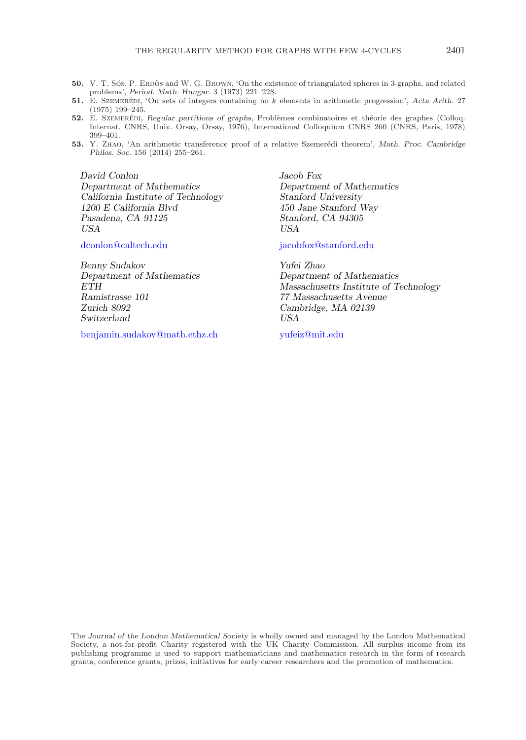**50.** V. T. Sós, P. Erdős and W. G. Brown, 'On the existence of triangulated spheres in 3-graphs, and related problems', *Period. Math. Hungar.* 3 (1973) 221–228.

**51.** E. Szemerédi, 'On sets of integers containing no $k$ elements in arithmetic progression', *Acta Arith.* 27 (1975) 199–245.

**52.** E. Szemerédi, *Regular partitions of graphs*, Problèmes combinatoires et théorie des graphes (Colloq. Internat. CNRS, Univ. Orsay, Orsay, 1976), International Colloquium CNRS 260 (CNRS, Paris, 1978) 399–401.

**53.** Y. Zhao, 'An arithmetic transference proof of a relative Szemerédi theorem', *Math. Proc. Cambridge Philos. Soc.* 156 (2014) 255–261.

*David Conlon*
*Department of Mathematics*
*California Institute of Technology*
*1200 E California Blvd*
*Pasadena, CA 91125*
*USA*

dconlon@caltech.edu

*Jacob Fox*
*Department of Mathematics*
*Stanford University*
*450 Jane Stanford Way*
*Stanford, CA 94305*
*USA*

jacobfox@stanford.edu

*Benny Sudakov*
*Department of Mathematics*
*ETH*
*Ramistrasse 101*
*Zurich 8092*
*Switzerland*

benjamin.sudakov@math.ethz.ch

*Yufei Zhao*
*Department of Mathematics*
*Massachusetts Institute of Technology*
*77 Massachusetts Avenue*
*Cambridge, MA 02139*
*USA*

yufeiz@mit.edu

The *Journal of the London Mathematical Society* is wholly owned and managed by the London Mathematical Society, a not-for-profit Charity registered with the UK Charity Commission. All surplus income from its publishing programme is used to support mathematicians and mathematics research in the form of research grants, conference grants, prizes, initiatives for early career researchers and the promotion of mathematics.